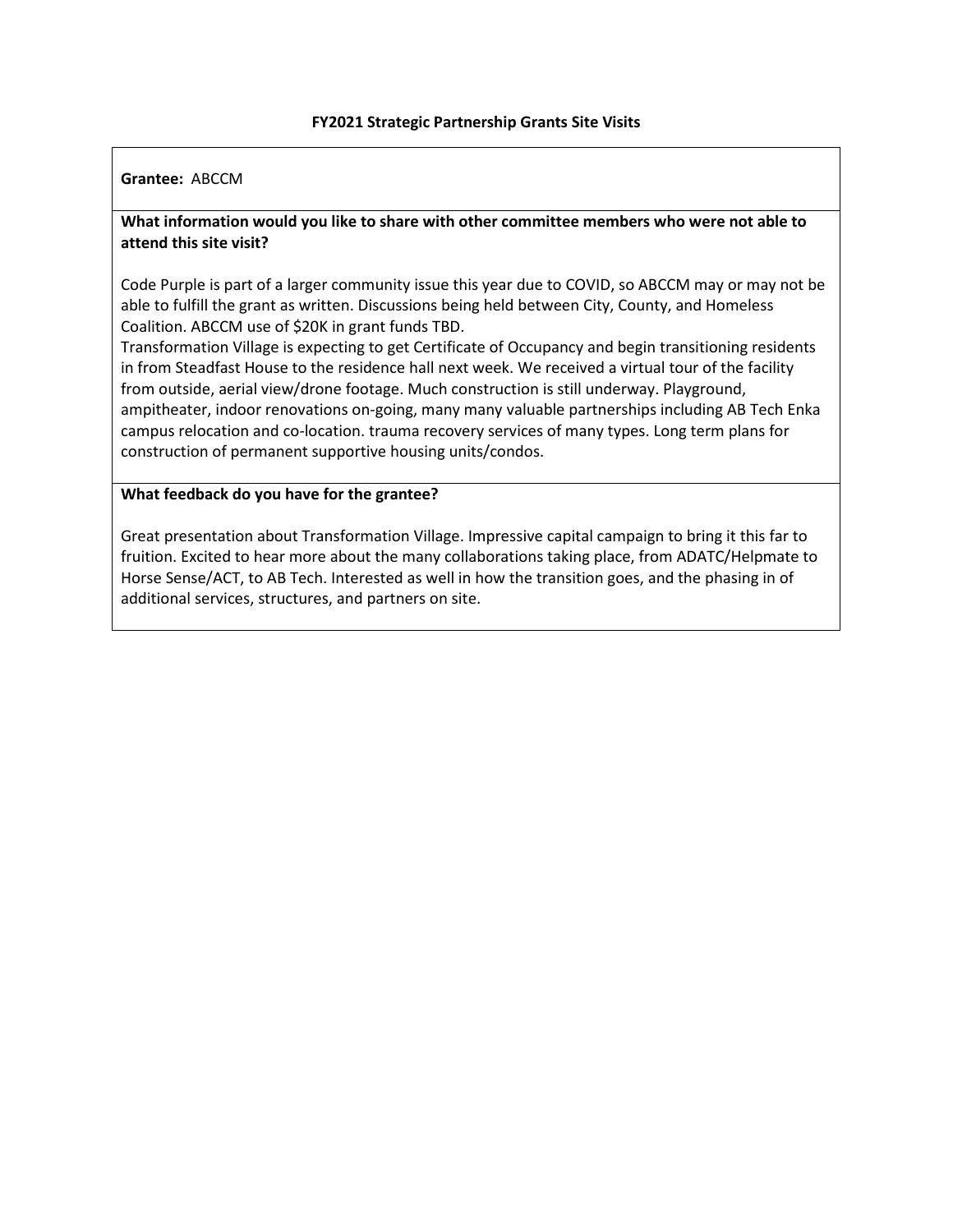**FY2021 Strategic Partnership Grants Site Visits**

**Grantee:** ABCCM

**What information would you like to share with other committee members who were not able to attend this site visit?**

Code Purple is part of a larger community issue this year due to COVID, so ABCCM may or may not be able to fulfill the grant as written. Discussions being held between City, County, and Homeless Coalition. ABCCM use of $20K in grant funds TBD.
Transformation Village is expecting to get Certificate of Occupancy and begin transitioning residents in from Steadfast House to the residence hall next week. We received a virtual tour of the facility from outside, aerial view/drone footage. Much construction is still underway. Playground, ampitheater, indoor renovations on-going, many many valuable partnerships including AB Tech Enka campus relocation and co-location. trauma recovery services of many types. Long term plans for construction of permanent supportive housing units/condos.

**What feedback do you have for the grantee?**

Great presentation about Transformation Village. Impressive capital campaign to bring it this far to fruition. Excited to hear more about the many collaborations taking place, from ADATC/Helpmate to Horse Sense/ACT, to AB Tech. Interested as well in how the transition goes, and the phasing in of additional services, structures, and partners on site.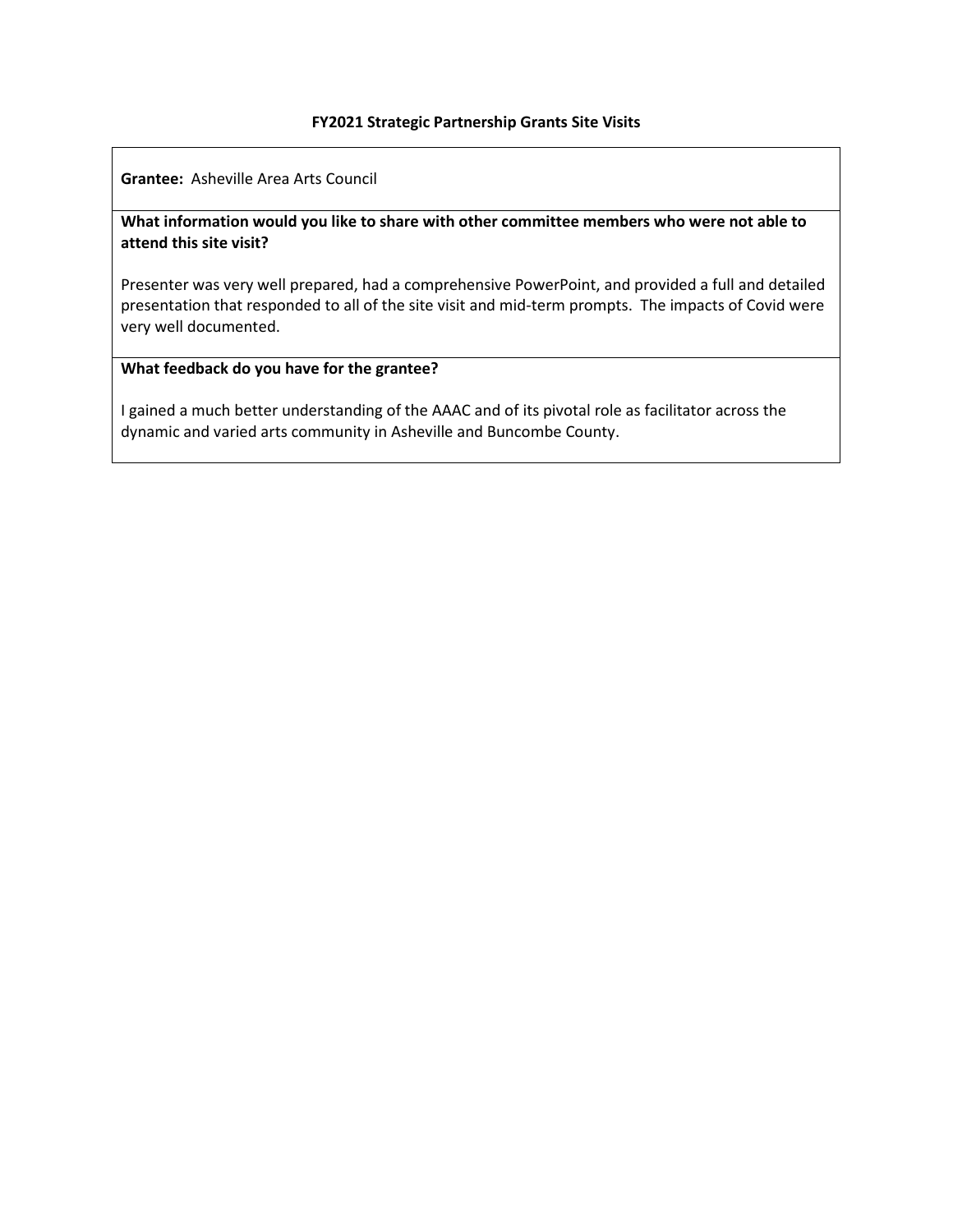**FY2021 Strategic Partnership Grants Site Visits**

**Grantee:** Asheville Area Arts Council

**What information would you like to share with other committee members who were not able to attend this site visit?**

Presenter was very well prepared, had a comprehensive PowerPoint, and provided a full and detailed presentation that responded to all of the site visit and mid-term prompts. The impacts of Covid were very well documented.

**What feedback do you have for the grantee?**

I gained a much better understanding of the AAAC and of its pivotal role as facilitator across the dynamic and varied arts community in Asheville and Buncombe County.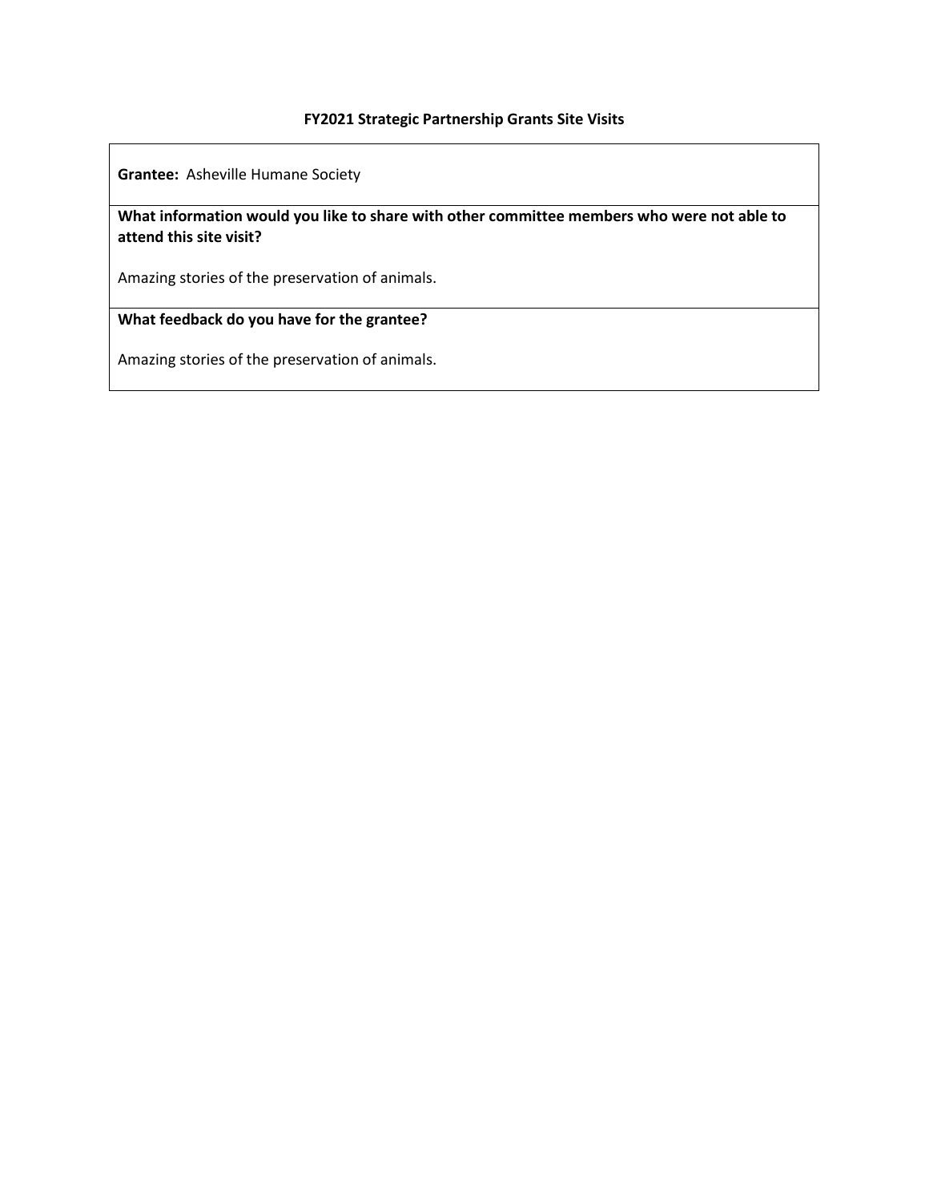**FY2021 Strategic Partnership Grants Site Visits**

**Grantee:** Asheville Humane Society

**What information would you like to share with other committee members who were not able to attend this site visit?**

Amazing stories of the preservation of animals.

**What feedback do you have for the grantee?**

Amazing stories of the preservation of animals.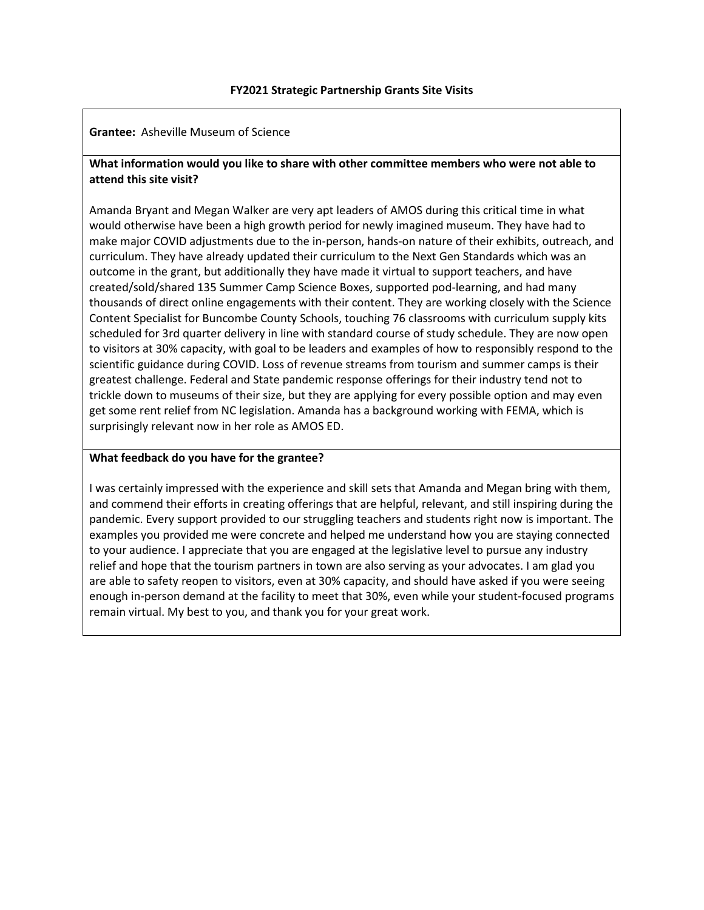### FY2021 Strategic Partnership Grants Site Visits

**Grantee:** Asheville Museum of Science

**What information would you like to share with other committee members who were not able to attend this site visit?**

Amanda Bryant and Megan Walker are very apt leaders of AMOS during this critical time in what would otherwise have been a high growth period for newly imagined museum. They have had to make major COVID adjustments due to the in-person, hands-on nature of their exhibits, outreach, and curriculum. They have already updated their curriculum to the Next Gen Standards which was an outcome in the grant, but additionally they have made it virtual to support teachers, and have created/sold/shared 135 Summer Camp Science Boxes, supported pod-learning, and had many thousands of direct online engagements with their content. They are working closely with the Science Content Specialist for Buncombe County Schools, touching 76 classrooms with curriculum supply kits scheduled for 3rd quarter delivery in line with standard course of study schedule. They are now open to visitors at 30% capacity, with goal to be leaders and examples of how to responsibly respond to the scientific guidance during COVID. Loss of revenue streams from tourism and summer camps is their greatest challenge. Federal and State pandemic response offerings for their industry tend not to trickle down to museums of their size, but they are applying for every possible option and may even get some rent relief from NC legislation. Amanda has a background working with FEMA, which is surprisingly relevant now in her role as AMOS ED.

**What feedback do you have for the grantee?**

I was certainly impressed with the experience and skill sets that Amanda and Megan bring with them, and commend their efforts in creating offerings that are helpful, relevant, and still inspiring during the pandemic. Every support provided to our struggling teachers and students right now is important. The examples you provided me were concrete and helped me understand how you are staying connected to your audience. I appreciate that you are engaged at the legislative level to pursue any industry relief and hope that the tourism partners in town are also serving as your advocates. I am glad you are able to safety reopen to visitors, even at 30% capacity, and should have asked if you were seeing enough in-person demand at the facility to meet that 30%, even while your student-focused programs remain virtual. My best to you, and thank you for your great work.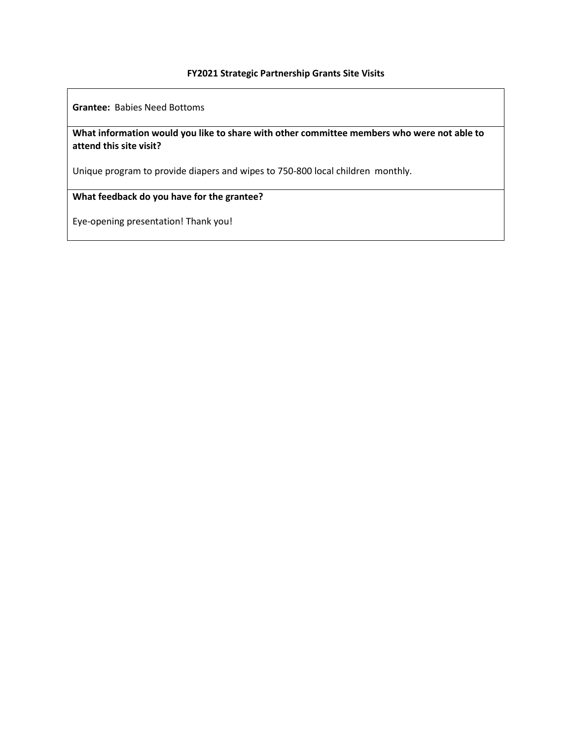**FY2021 Strategic Partnership Grants Site Visits**

**Grantee:** Babies Need Bottoms

**What information would you like to share with other committee members who were not able to attend this site visit?**

Unique program to provide diapers and wipes to 750-800 local children monthly.

**What feedback do you have for the grantee?**

Eye-opening presentation! Thank you!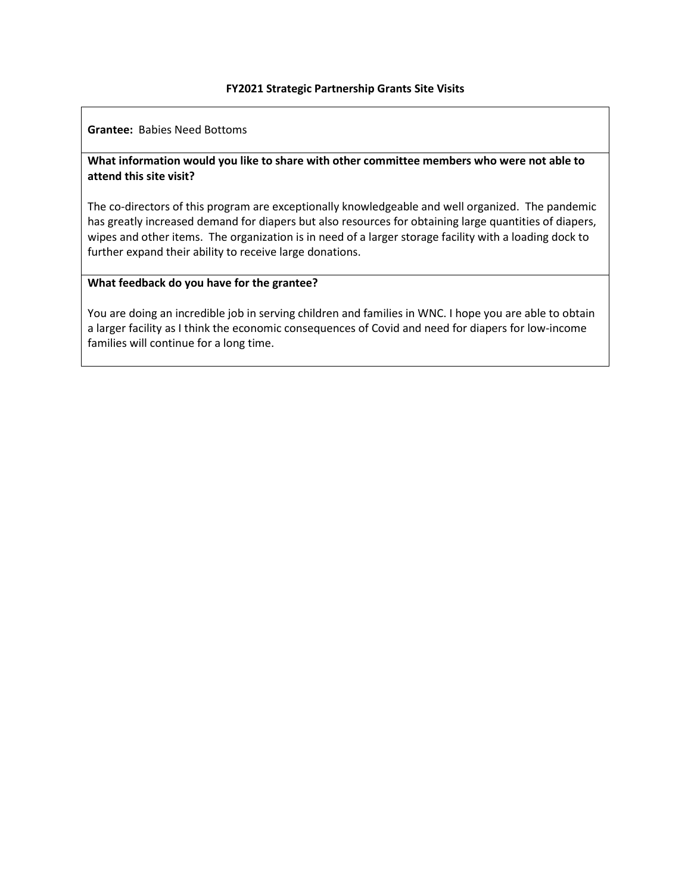**FY2021 Strategic Partnership Grants Site Visits**

**Grantee:** Babies Need Bottoms

**What information would you like to share with other committee members who were not able to attend this site visit?**

The co-directors of this program are exceptionally knowledgeable and well organized. The pandemic has greatly increased demand for diapers but also resources for obtaining large quantities of diapers, wipes and other items. The organization is in need of a larger storage facility with a loading dock to further expand their ability to receive large donations.

**What feedback do you have for the grantee?**

You are doing an incredible job in serving children and families in WNC. I hope you are able to obtain a larger facility as I think the economic consequences of Covid and need for diapers for low-income families will continue for a long time.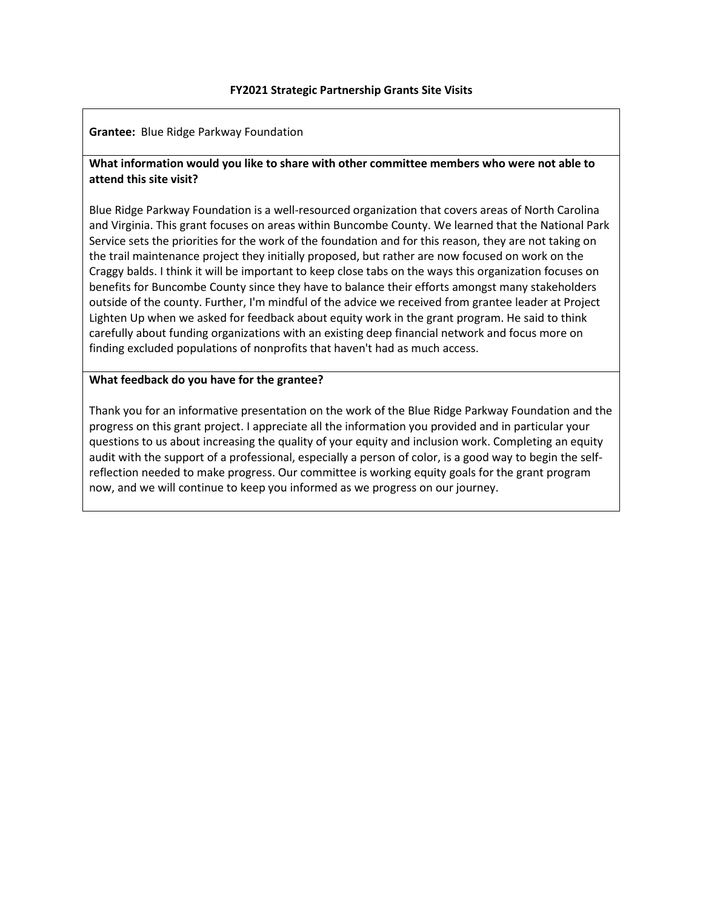## FY2021 Strategic Partnership Grants Site Visits

**Grantee:** Blue Ridge Parkway Foundation

**What information would you like to share with other committee members who were not able to attend this site visit?**

Blue Ridge Parkway Foundation is a well-resourced organization that covers areas of North Carolina and Virginia. This grant focuses on areas within Buncombe County. We learned that the National Park Service sets the priorities for the work of the foundation and for this reason, they are not taking on the trail maintenance project they initially proposed, but rather are now focused on work on the Craggy balds. I think it will be important to keep close tabs on the ways this organization focuses on benefits for Buncombe County since they have to balance their efforts amongst many stakeholders outside of the county. Further, I'm mindful of the advice we received from grantee leader at Project Lighten Up when we asked for feedback about equity work in the grant program. He said to think carefully about funding organizations with an existing deep financial network and focus more on finding excluded populations of nonprofits that haven't had as much access.

**What feedback do you have for the grantee?**

Thank you for an informative presentation on the work of the Blue Ridge Parkway Foundation and the progress on this grant project. I appreciate all the information you provided and in particular your questions to us about increasing the quality of your equity and inclusion work. Completing an equity audit with the support of a professional, especially a person of color, is a good way to begin the self-reflection needed to make progress. Our committee is working equity goals for the grant program now, and we will continue to keep you informed as we progress on our journey.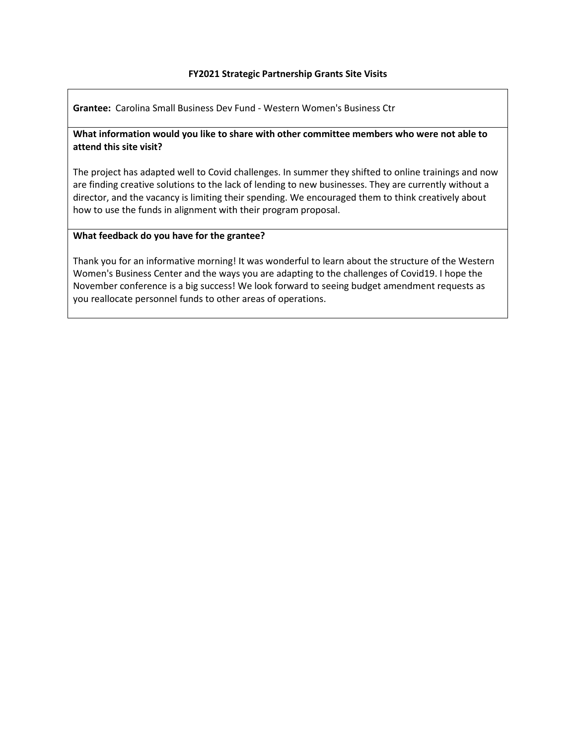**FY2021 Strategic Partnership Grants Site Visits**

**Grantee:** Carolina Small Business Dev Fund - Western Women's Business Ctr

**What information would you like to share with other committee members who were not able to attend this site visit?**

The project has adapted well to Covid challenges. In summer they shifted to online trainings and now are finding creative solutions to the lack of lending to new businesses. They are currently without a director, and the vacancy is limiting their spending. We encouraged them to think creatively about how to use the funds in alignment with their program proposal.

**What feedback do you have for the grantee?**

Thank you for an informative morning! It was wonderful to learn about the structure of the Western Women's Business Center and the ways you are adapting to the challenges of Covid19. I hope the November conference is a big success! We look forward to seeing budget amendment requests as you reallocate personnel funds to other areas of operations.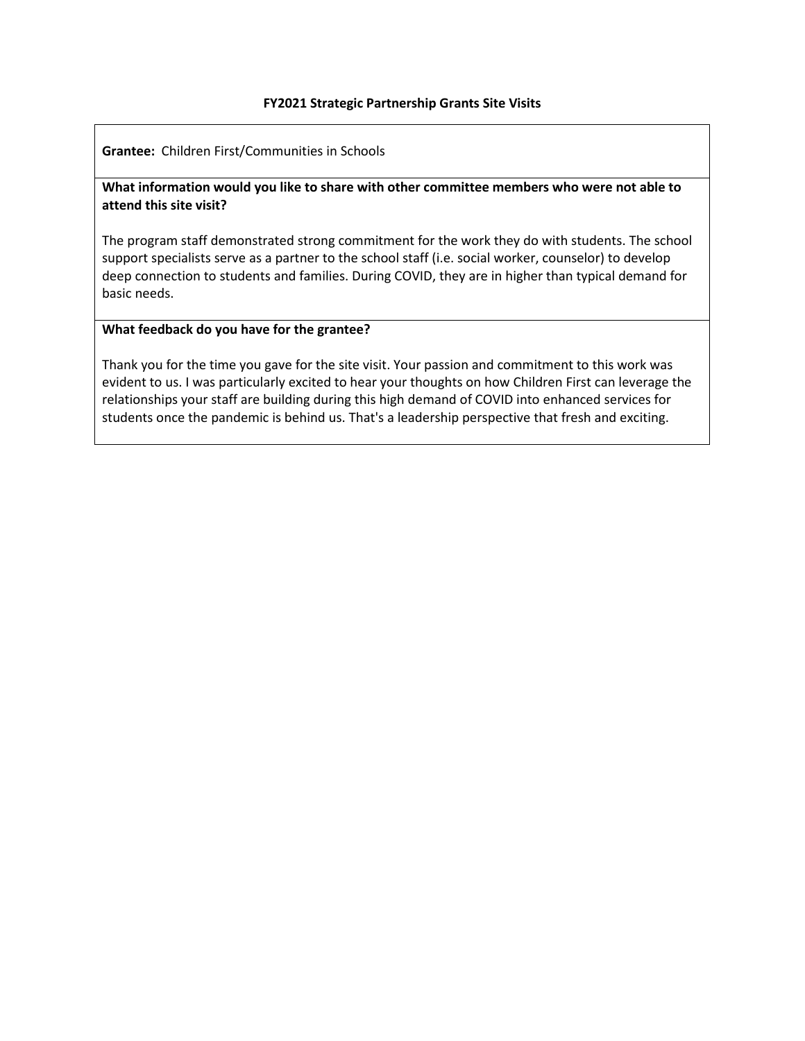**FY2021 Strategic Partnership Grants Site Visits**

**Grantee:** Children First/Communities in Schools

**What information would you like to share with other committee members who were not able to attend this site visit?**

The program staff demonstrated strong commitment for the work they do with students. The school support specialists serve as a partner to the school staff (i.e. social worker, counselor) to develop deep connection to students and families. During COVID, they are in higher than typical demand for basic needs.

**What feedback do you have for the grantee?**

Thank you for the time you gave for the site visit. Your passion and commitment to this work was evident to us. I was particularly excited to hear your thoughts on how Children First can leverage the relationships your staff are building during this high demand of COVID into enhanced services for students once the pandemic is behind us. That's a leadership perspective that fresh and exciting.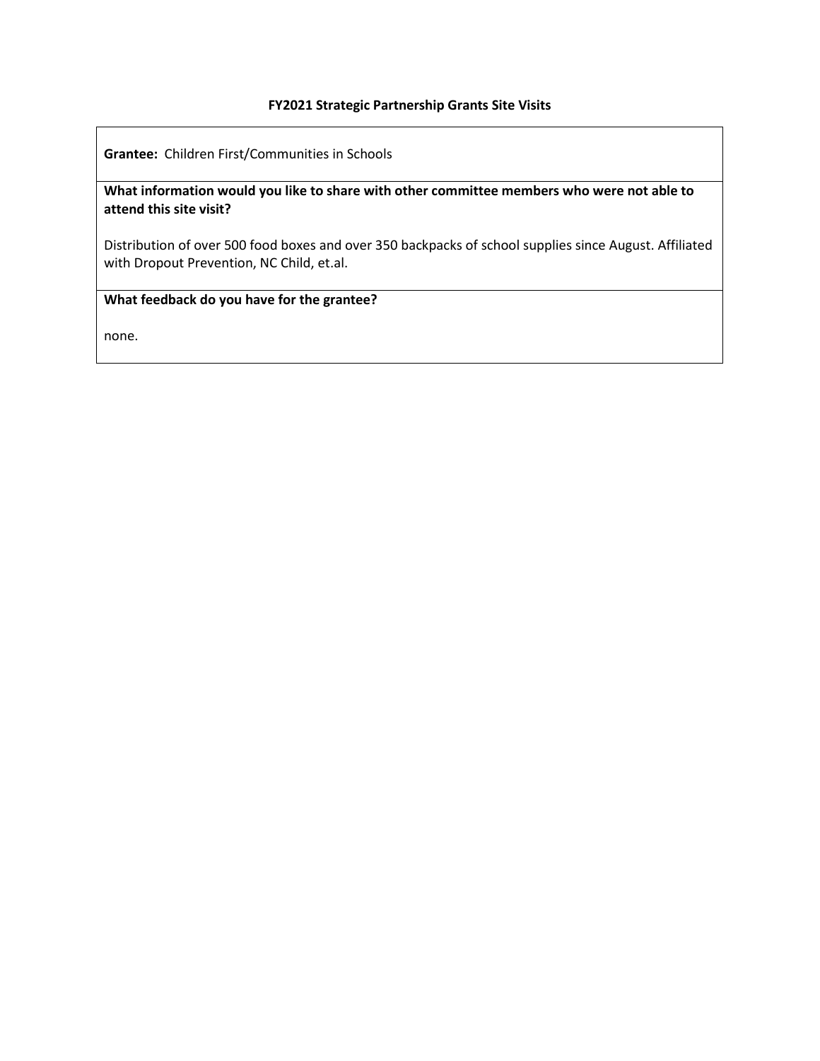### FY2021 Strategic Partnership Grants Site Visits

**Grantee:** Children First/Communities in Schools

**What information would you like to share with other committee members who were not able to attend this site visit?**

Distribution of over 500 food boxes and over 350 backpacks of school supplies since August. Affiliated with Dropout Prevention, NC Child, et.al.

**What feedback do you have for the grantee?**

none.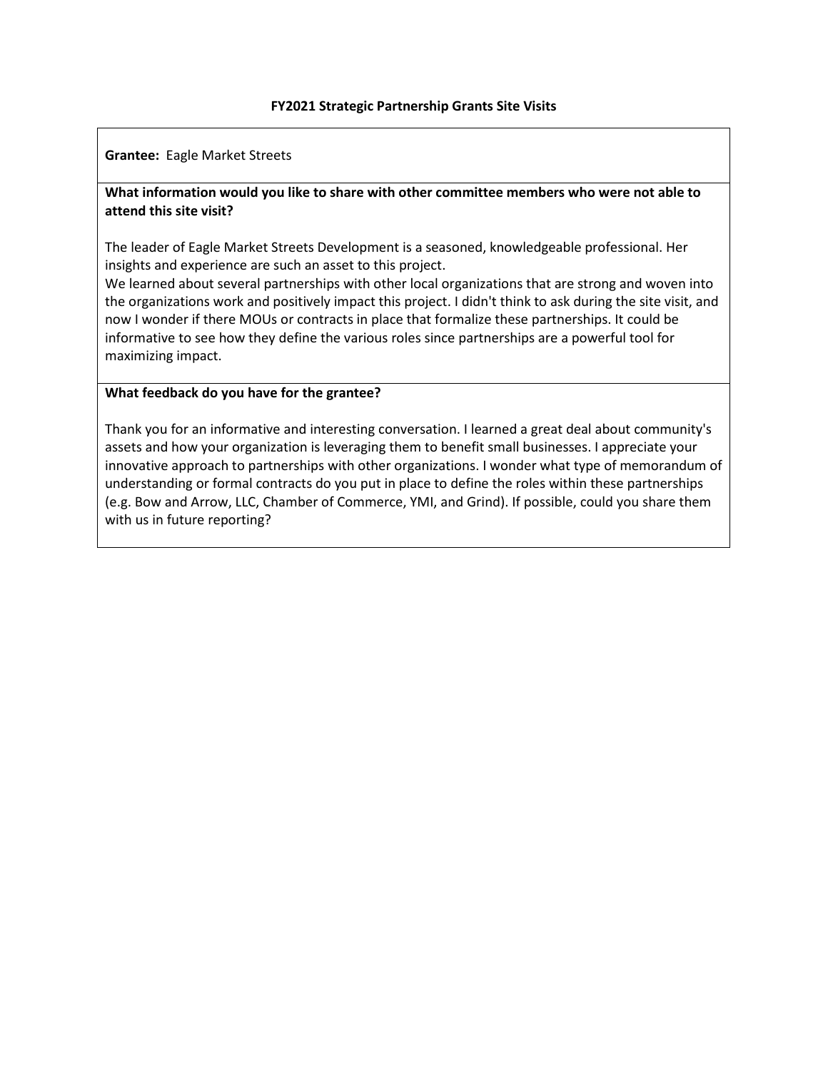## FY2021 Strategic Partnership Grants Site Visits

**Grantee:** Eagle Market Streets

**What information would you like to share with other committee members who were not able to attend this site visit?**

The leader of Eagle Market Streets Development is a seasoned, knowledgeable professional. Her insights and experience are such an asset to this project.
We learned about several partnerships with other local organizations that are strong and woven into the organizations work and positively impact this project. I didn't think to ask during the site visit, and now I wonder if there MOUs or contracts in place that formalize these partnerships. It could be informative to see how they define the various roles since partnerships are a powerful tool for maximizing impact.

**What feedback do you have for the grantee?**

Thank you for an informative and interesting conversation. I learned a great deal about community's assets and how your organization is leveraging them to benefit small businesses. I appreciate your innovative approach to partnerships with other organizations. I wonder what type of memorandum of understanding or formal contracts do you put in place to define the roles within these partnerships (e.g. Bow and Arrow, LLC, Chamber of Commerce, YMI, and Grind). If possible, could you share them with us in future reporting?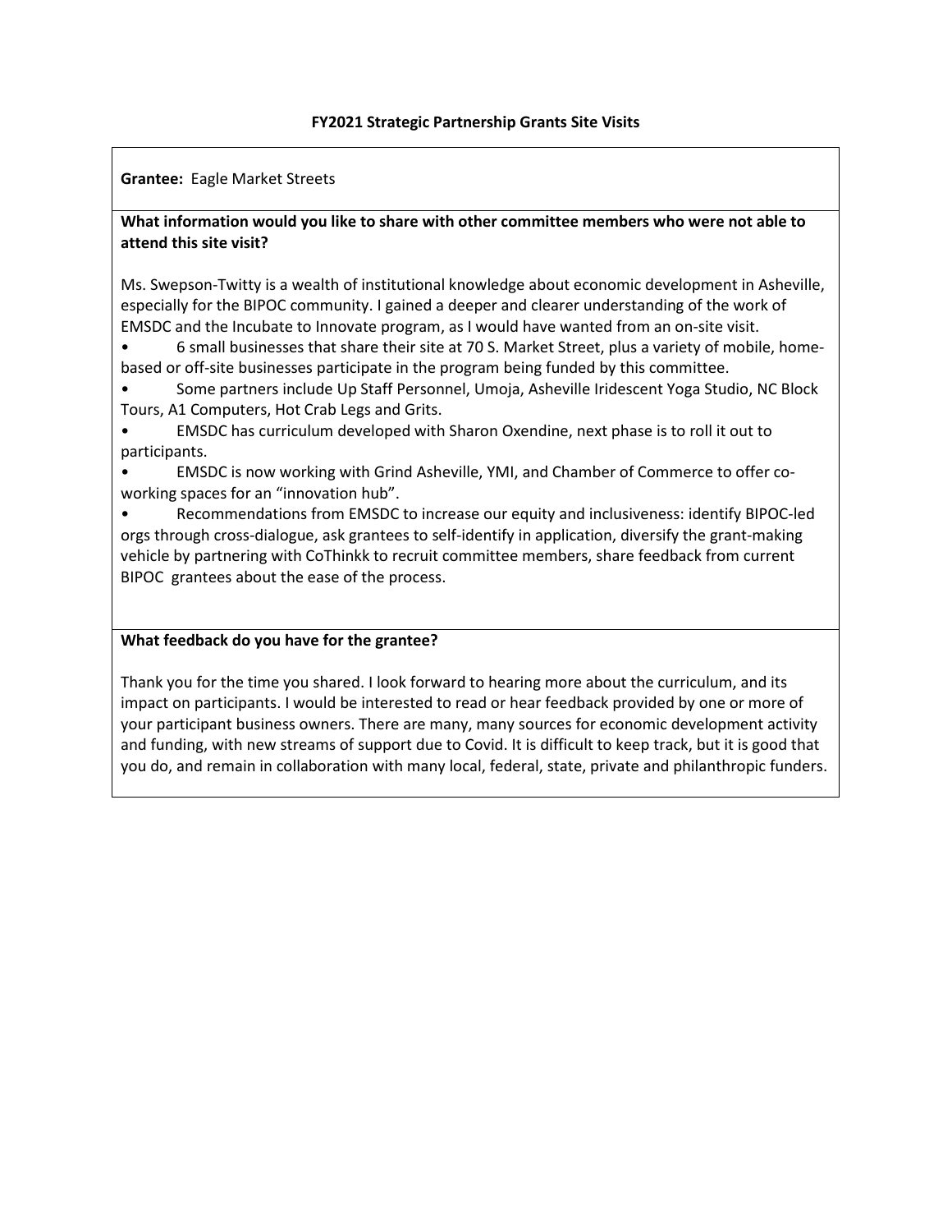### FY2021 Strategic Partnership Grants Site Visits

**Grantee:** Eagle Market Streets

**What information would you like to share with other committee members who were not able to attend this site visit?**

Ms. Swepson-Twitty is a wealth of institutional knowledge about economic development in Asheville, especially for the BIPOC community. I gained a deeper and clearer understanding of the work of EMSDC and the Incubate to Innovate program, as I would have wanted from an on-site visit.

- 6 small businesses that share their site at 70 S. Market Street, plus a variety of mobile, home-based or off-site businesses participate in the program being funded by this committee.
- Some partners include Up Staff Personnel, Umoja, Asheville Iridescent Yoga Studio, NC Block Tours, A1 Computers, Hot Crab Legs and Grits.
- EMSDC has curriculum developed with Sharon Oxendine, next phase is to roll it out to participants.
- EMSDC is now working with Grind Asheville, YMI, and Chamber of Commerce to offer co-working spaces for an "innovation hub".
- Recommendations from EMSDC to increase our equity and inclusiveness: identify BIPOC-led orgs through cross-dialogue, ask grantees to self-identify in application, diversify the grant-making vehicle by partnering with CoThinkk to recruit committee members, share feedback from current BIPOC grantees about the ease of the process.

**What feedback do you have for the grantee?**

Thank you for the time you shared. I look forward to hearing more about the curriculum, and its impact on participants. I would be interested to read or hear feedback provided by one or more of your participant business owners. There are many, many sources for economic development activity and funding, with new streams of support due to Covid. It is difficult to keep track, but it is good that you do, and remain in collaboration with many local, federal, state, private and philanthropic funders.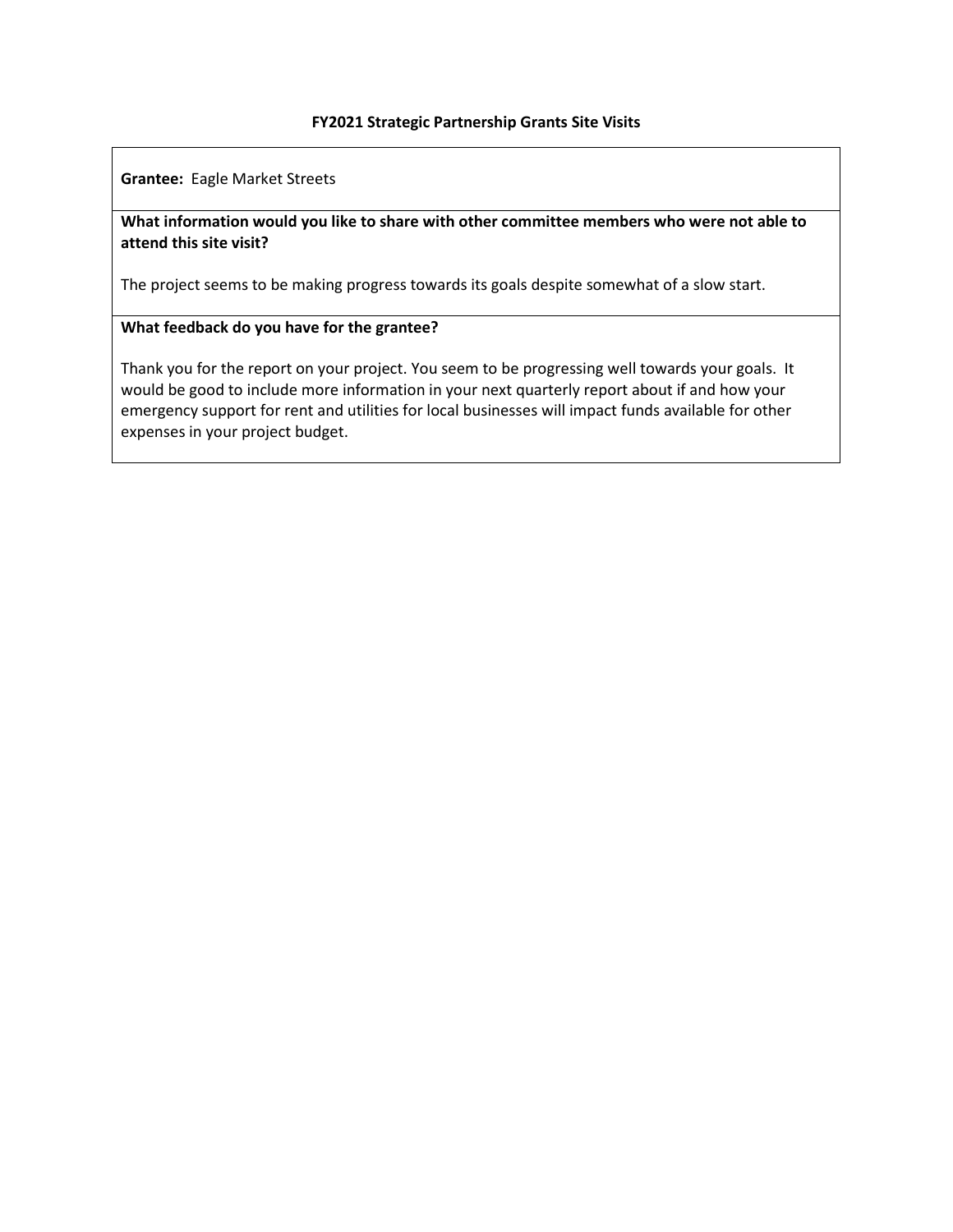**FY2021 Strategic Partnership Grants Site Visits**

**Grantee:** Eagle Market Streets

**What information would you like to share with other committee members who were not able to attend this site visit?**

The project seems to be making progress towards its goals despite somewhat of a slow start.

**What feedback do you have for the grantee?**

Thank you for the report on your project. You seem to be progressing well towards your goals. It would be good to include more information in your next quarterly report about if and how your emergency support for rent and utilities for local businesses will impact funds available for other expenses in your project budget.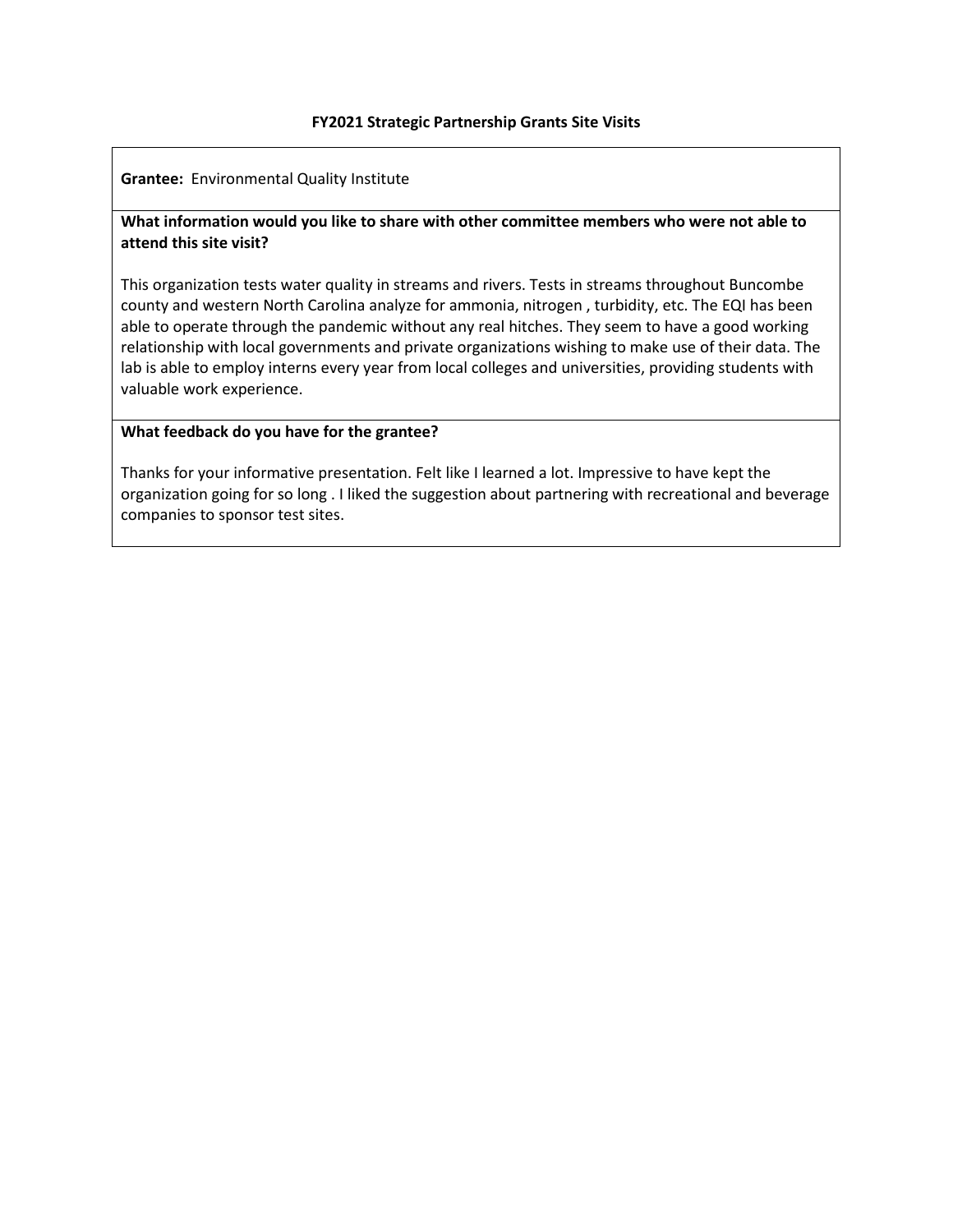**FY2021 Strategic Partnership Grants Site Visits**

**Grantee:** Environmental Quality Institute

**What information would you like to share with other committee members who were not able to attend this site visit?**

This organization tests water quality in streams and rivers. Tests in streams throughout Buncombe county and western North Carolina analyze for ammonia, nitrogen , turbidity, etc. The EQI has been able to operate through the pandemic without any real hitches. They seem to have a good working relationship with local governments and private organizations wishing to make use of their data. The lab is able to employ interns every year from local colleges and universities, providing students with valuable work experience.

**What feedback do you have for the grantee?**

Thanks for your informative presentation. Felt like I learned a lot. Impressive to have kept the organization going for so long . I liked the suggestion about partnering with recreational and beverage companies to sponsor test sites.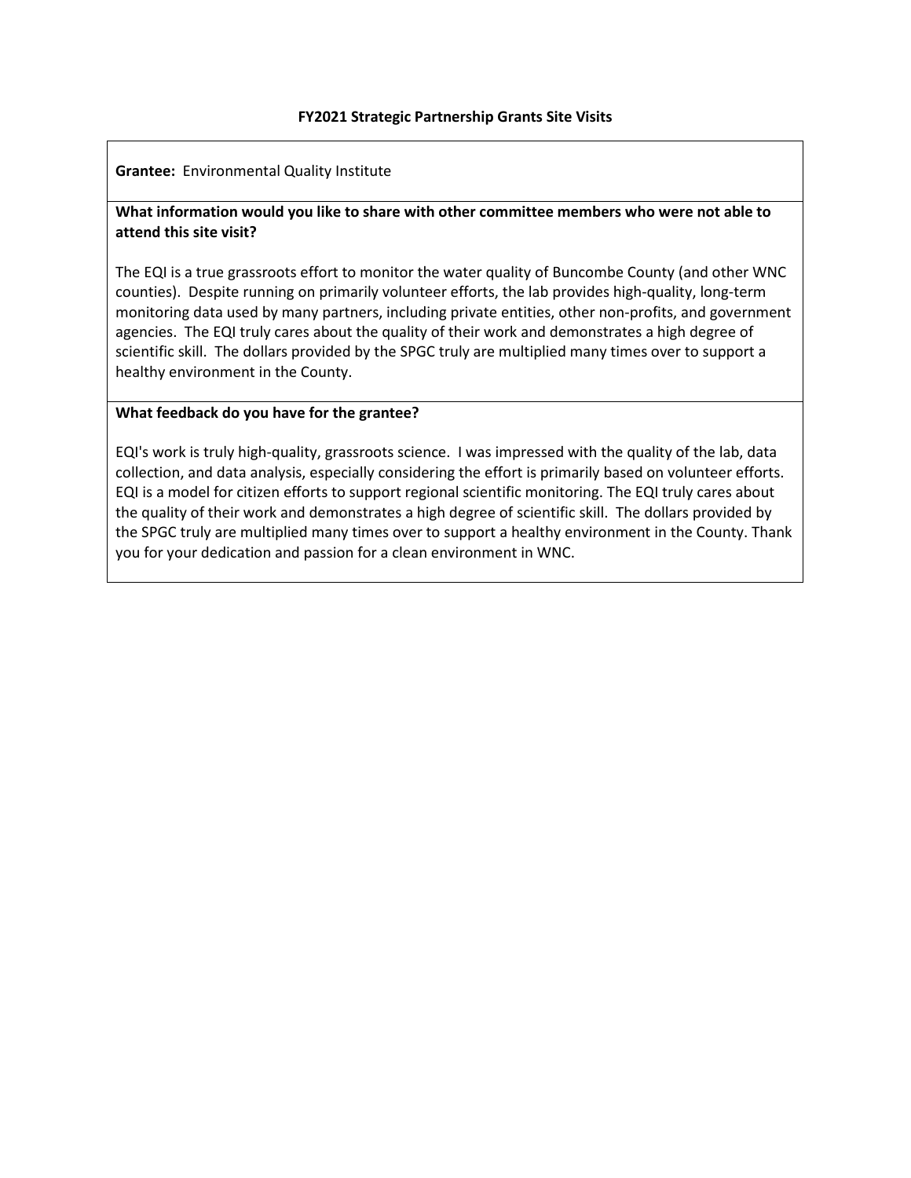**FY2021 Strategic Partnership Grants Site Visits**

**Grantee:** Environmental Quality Institute

**What information would you like to share with other committee members who were not able to attend this site visit?**

The EQI is a true grassroots effort to monitor the water quality of Buncombe County (and other WNC counties). Despite running on primarily volunteer efforts, the lab provides high-quality, long-term monitoring data used by many partners, including private entities, other non-profits, and government agencies. The EQI truly cares about the quality of their work and demonstrates a high degree of scientific skill. The dollars provided by the SPGC truly are multiplied many times over to support a healthy environment in the County.

**What feedback do you have for the grantee?**

EQI's work is truly high-quality, grassroots science. I was impressed with the quality of the lab, data collection, and data analysis, especially considering the effort is primarily based on volunteer efforts. EQI is a model for citizen efforts to support regional scientific monitoring. The EQI truly cares about the quality of their work and demonstrates a high degree of scientific skill. The dollars provided by the SPGC truly are multiplied many times over to support a healthy environment in the County. Thank you for your dedication and passion for a clean environment in WNC.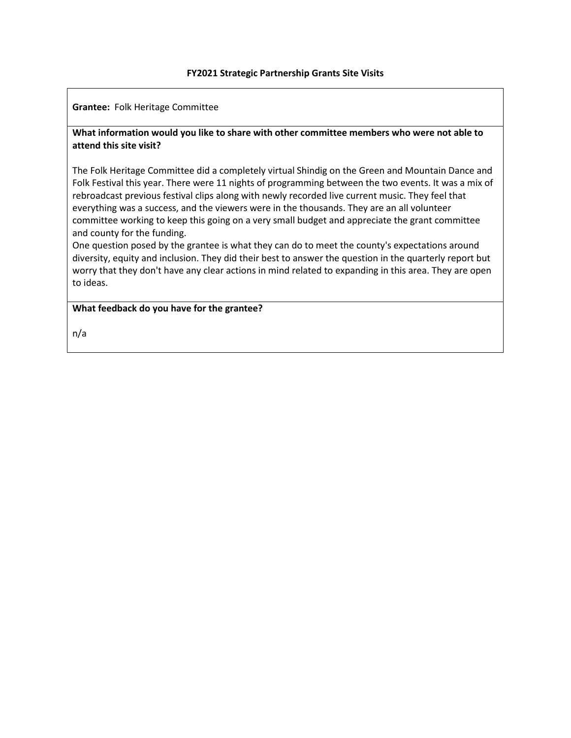**FY2021 Strategic Partnership Grants Site Visits**

**Grantee:** Folk Heritage Committee

**What information would you like to share with other committee members who were not able to attend this site visit?**

The Folk Heritage Committee did a completely virtual Shindig on the Green and Mountain Dance and Folk Festival this year. There were 11 nights of programming between the two events. It was a mix of rebroadcast previous festival clips along with newly recorded live current music. They feel that everything was a success, and the viewers were in the thousands. They are an all volunteer committee working to keep this going on a very small budget and appreciate the grant committee and county for the funding.

One question posed by the grantee is what they can do to meet the county's expectations around diversity, equity and inclusion. They did their best to answer the question in the quarterly report but worry that they don't have any clear actions in mind related to expanding in this area. They are open to ideas.

**What feedback do you have for the grantee?**

n/a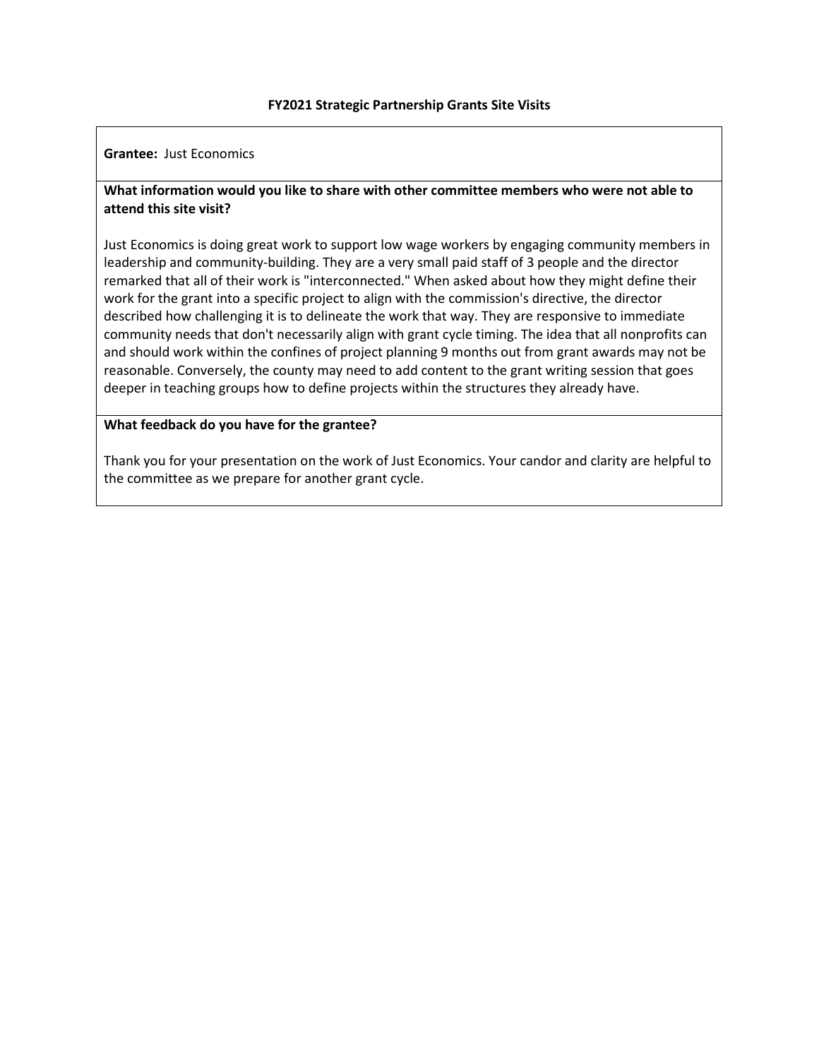**FY2021 Strategic Partnership Grants Site Visits**

**Grantee:** Just Economics

**What information would you like to share with other committee members who were not able to attend this site visit?**

Just Economics is doing great work to support low wage workers by engaging community members in leadership and community-building. They are a very small paid staff of 3 people and the director remarked that all of their work is "interconnected." When asked about how they might define their work for the grant into a specific project to align with the commission's directive, the director described how challenging it is to delineate the work that way. They are responsive to immediate community needs that don't necessarily align with grant cycle timing. The idea that all nonprofits can and should work within the confines of project planning 9 months out from grant awards may not be reasonable. Conversely, the county may need to add content to the grant writing session that goes deeper in teaching groups how to define projects within the structures they already have.

**What feedback do you have for the grantee?**

Thank you for your presentation on the work of Just Economics. Your candor and clarity are helpful to the committee as we prepare for another grant cycle.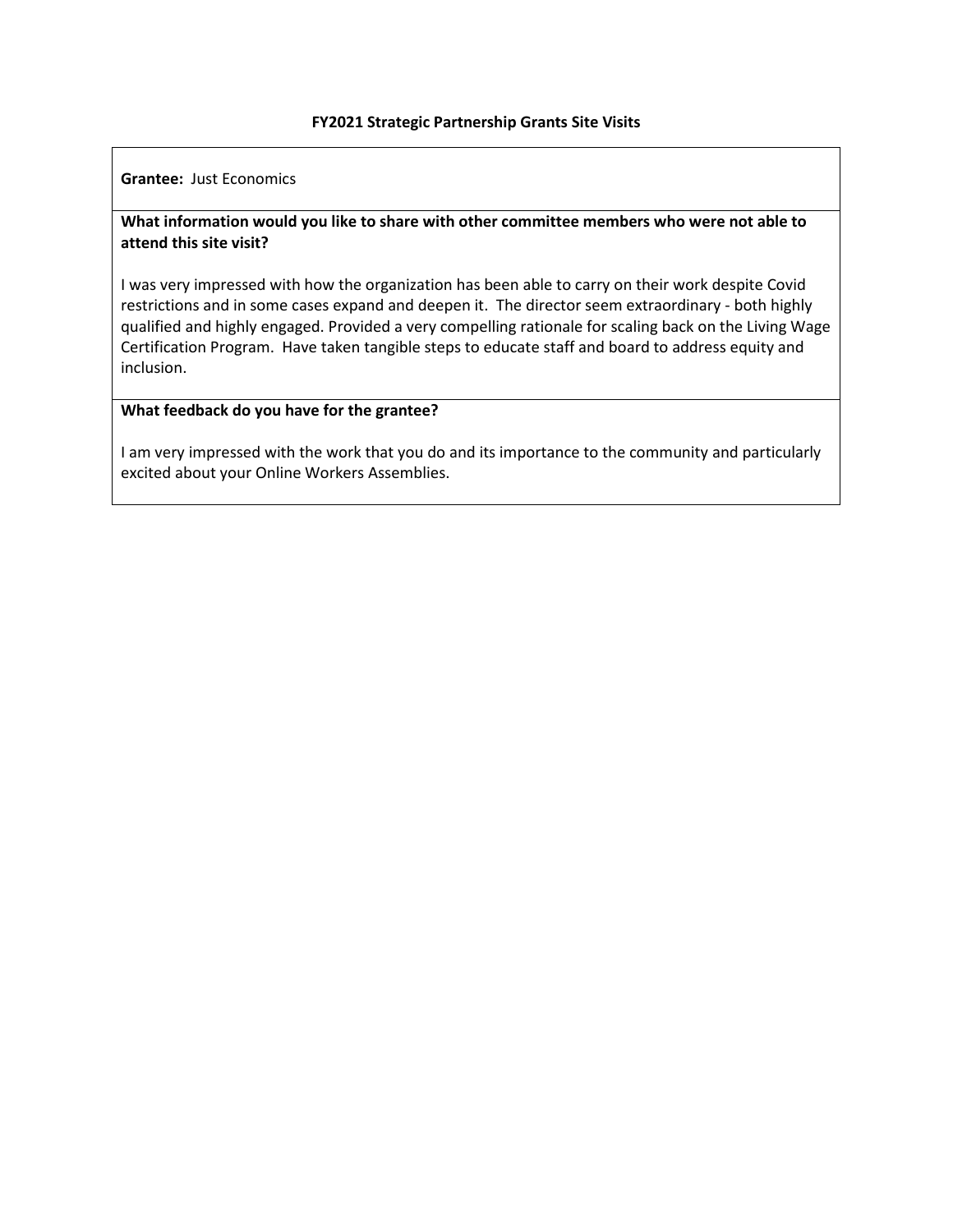**FY2021 Strategic Partnership Grants Site Visits**

**Grantee:** Just Economics

**What information would you like to share with other committee members who were not able to attend this site visit?**

I was very impressed with how the organization has been able to carry on their work despite Covid restrictions and in some cases expand and deepen it. The director seem extraordinary - both highly qualified and highly engaged. Provided a very compelling rationale for scaling back on the Living Wage Certification Program. Have taken tangible steps to educate staff and board to address equity and inclusion.

**What feedback do you have for the grantee?**

I am very impressed with the work that you do and its importance to the community and particularly excited about your Online Workers Assemblies.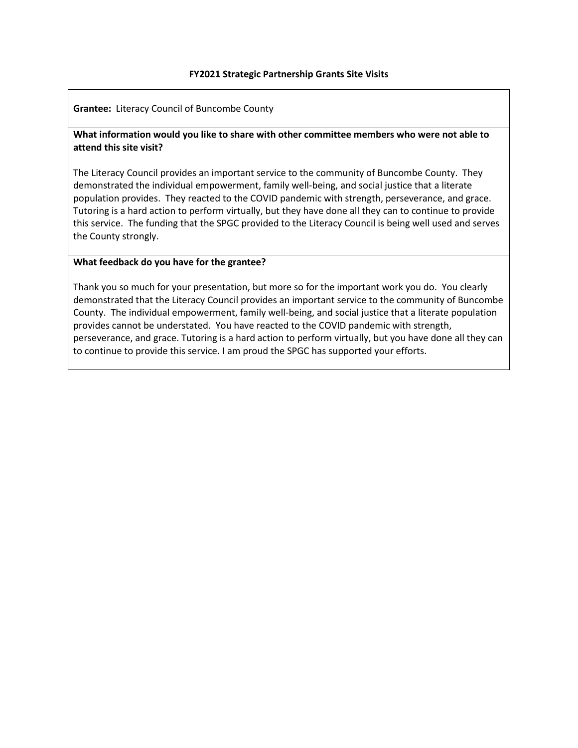**FY2021 Strategic Partnership Grants Site Visits**

**Grantee:** Literacy Council of Buncombe County

**What information would you like to share with other committee members who were not able to attend this site visit?**

The Literacy Council provides an important service to the community of Buncombe County. They demonstrated the individual empowerment, family well-being, and social justice that a literate population provides. They reacted to the COVID pandemic with strength, perseverance, and grace. Tutoring is a hard action to perform virtually, but they have done all they can to continue to provide this service. The funding that the SPGC provided to the Literacy Council is being well used and serves the County strongly.

**What feedback do you have for the grantee?**

Thank you so much for your presentation, but more so for the important work you do. You clearly demonstrated that the Literacy Council provides an important service to the community of Buncombe County. The individual empowerment, family well-being, and social justice that a literate population provides cannot be understated. You have reacted to the COVID pandemic with strength, perseverance, and grace. Tutoring is a hard action to perform virtually, but you have done all they can to continue to provide this service. I am proud the SPGC has supported your efforts.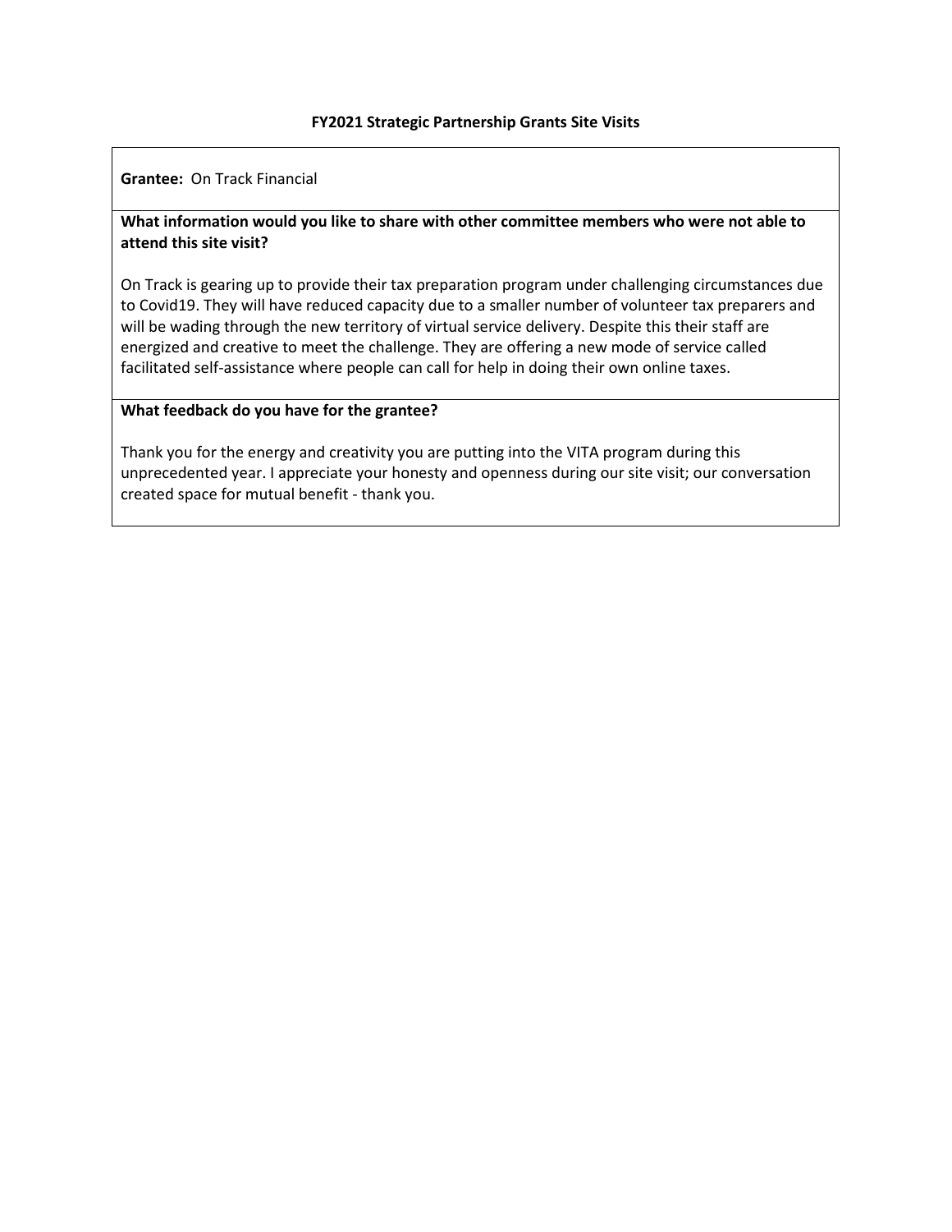# FY2021 Strategic Partnership Grants Site Visits

**Grantee:** On Track Financial

**What information would you like to share with other committee members who were not able to attend this site visit?**

On Track is gearing up to provide their tax preparation program under challenging circumstances due to Covid19. They will have reduced capacity due to a smaller number of volunteer tax preparers and will be wading through the new territory of virtual service delivery. Despite this their staff are energized and creative to meet the challenge. They are offering a new mode of service called facilitated self-assistance where people can call for help in doing their own online taxes.

**What feedback do you have for the grantee?**

Thank you for the energy and creativity you are putting into the VITA program during this unprecedented year. I appreciate your honesty and openness during our site visit; our conversation created space for mutual benefit - thank you.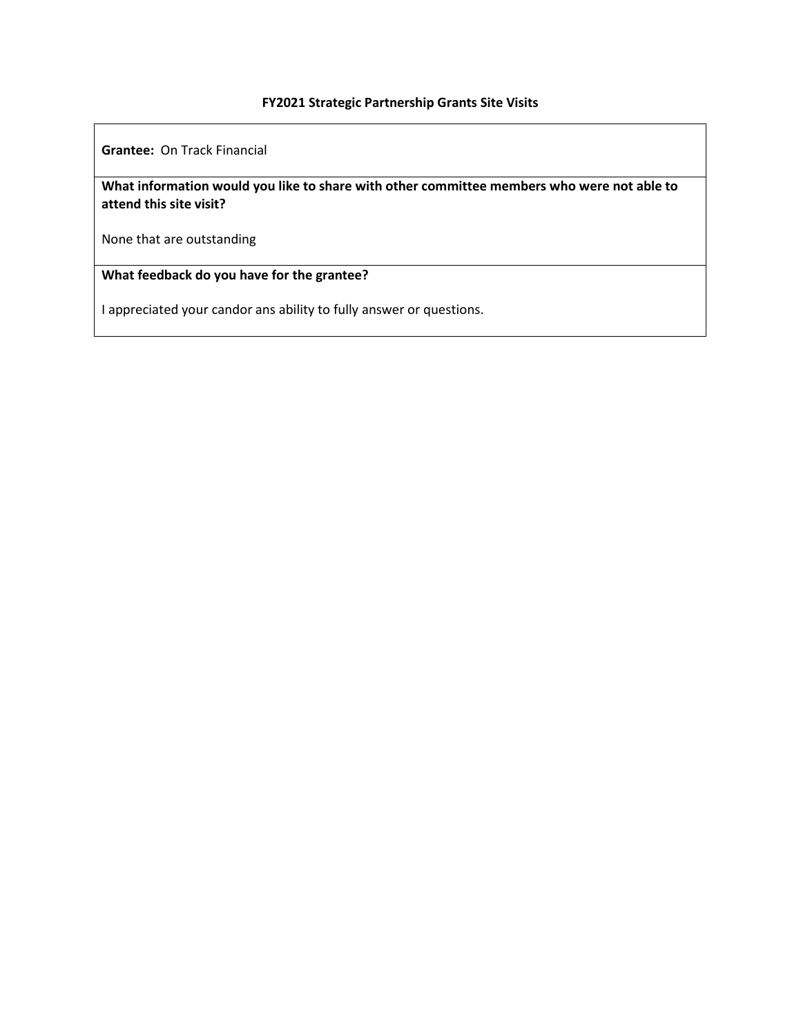**FY2021 Strategic Partnership Grants Site Visits**

**Grantee:** On Track Financial

**What information would you like to share with other committee members who were not able to attend this site visit?**

None that are outstanding

**What feedback do you have for the grantee?**

I appreciated your candor ans ability to fully answer or questions.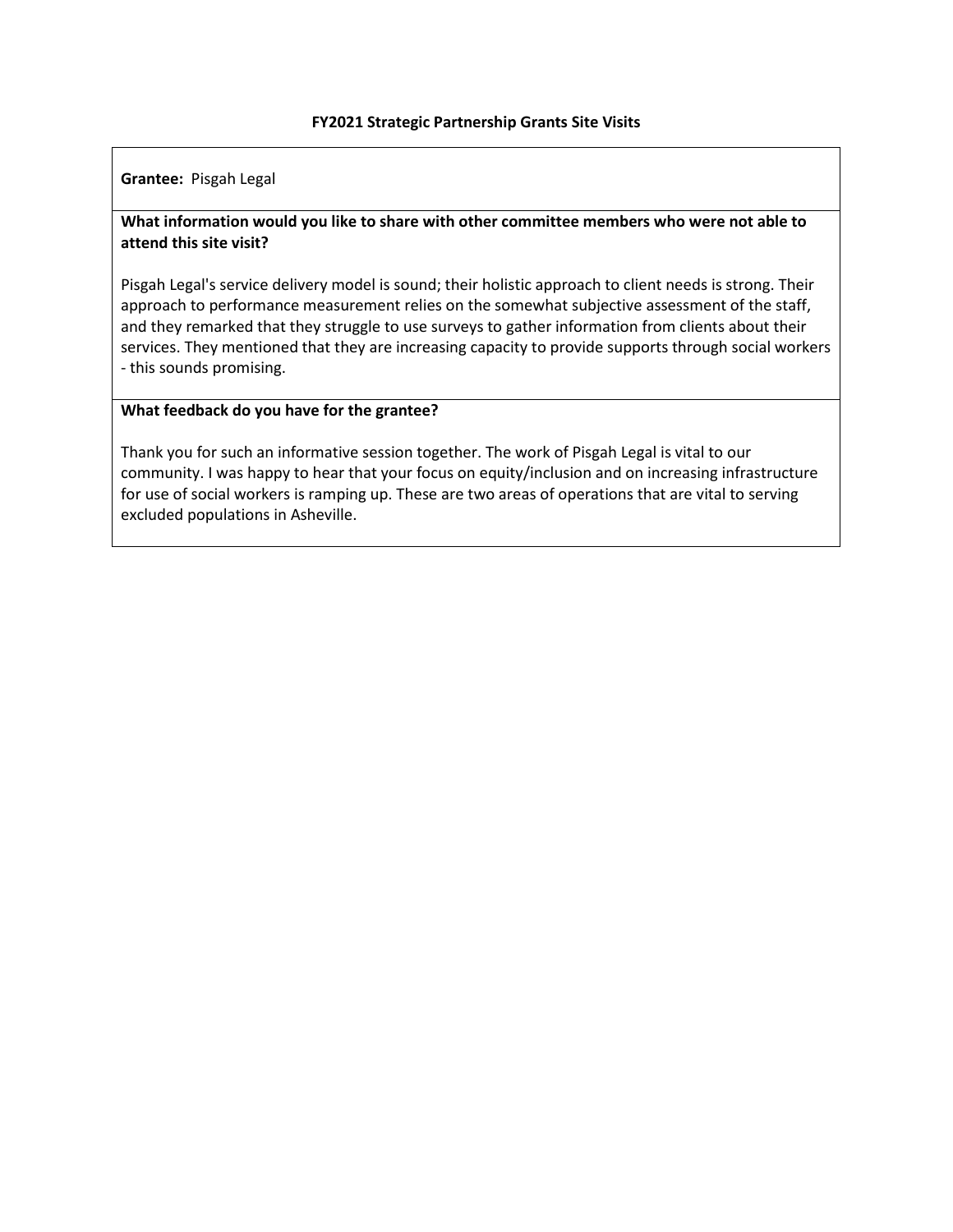**FY2021 Strategic Partnership Grants Site Visits**

**Grantee:** Pisgah Legal

**What information would you like to share with other committee members who were not able to attend this site visit?**

Pisgah Legal's service delivery model is sound; their holistic approach to client needs is strong. Their approach to performance measurement relies on the somewhat subjective assessment of the staff, and they remarked that they struggle to use surveys to gather information from clients about their services. They mentioned that they are increasing capacity to provide supports through social workers - this sounds promising.

**What feedback do you have for the grantee?**

Thank you for such an informative session together. The work of Pisgah Legal is vital to our community. I was happy to hear that your focus on equity/inclusion and on increasing infrastructure for use of social workers is ramping up. These are two areas of operations that are vital to serving excluded populations in Asheville.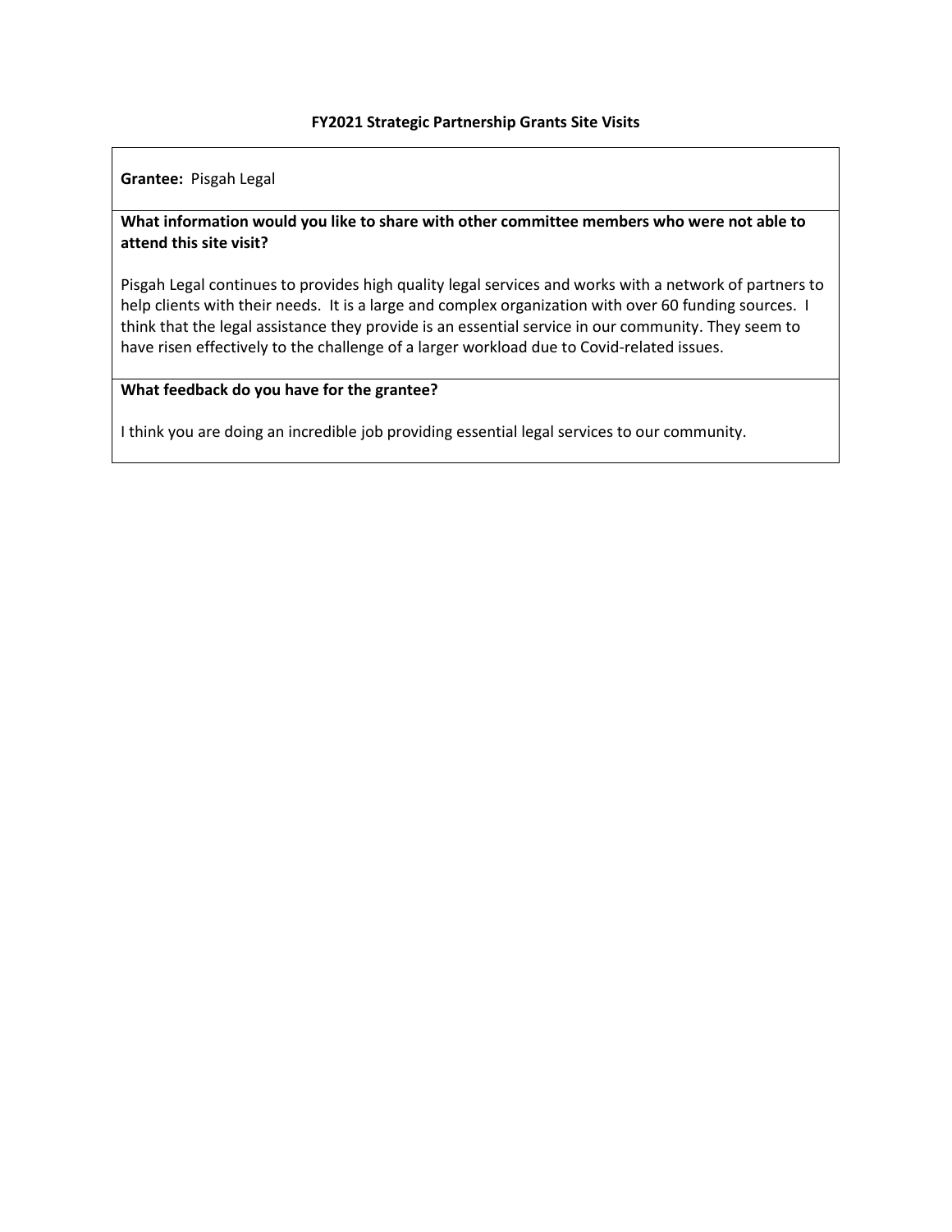**FY2021 Strategic Partnership Grants Site Visits**

**Grantee:** Pisgah Legal

**What information would you like to share with other committee members who were not able to attend this site visit?**

Pisgah Legal continues to provides high quality legal services and works with a network of partners to help clients with their needs. It is a large and complex organization with over 60 funding sources. I think that the legal assistance they provide is an essential service in our community. They seem to have risen effectively to the challenge of a larger workload due to Covid-related issues.

**What feedback do you have for the grantee?**

I think you are doing an incredible job providing essential legal services to our community.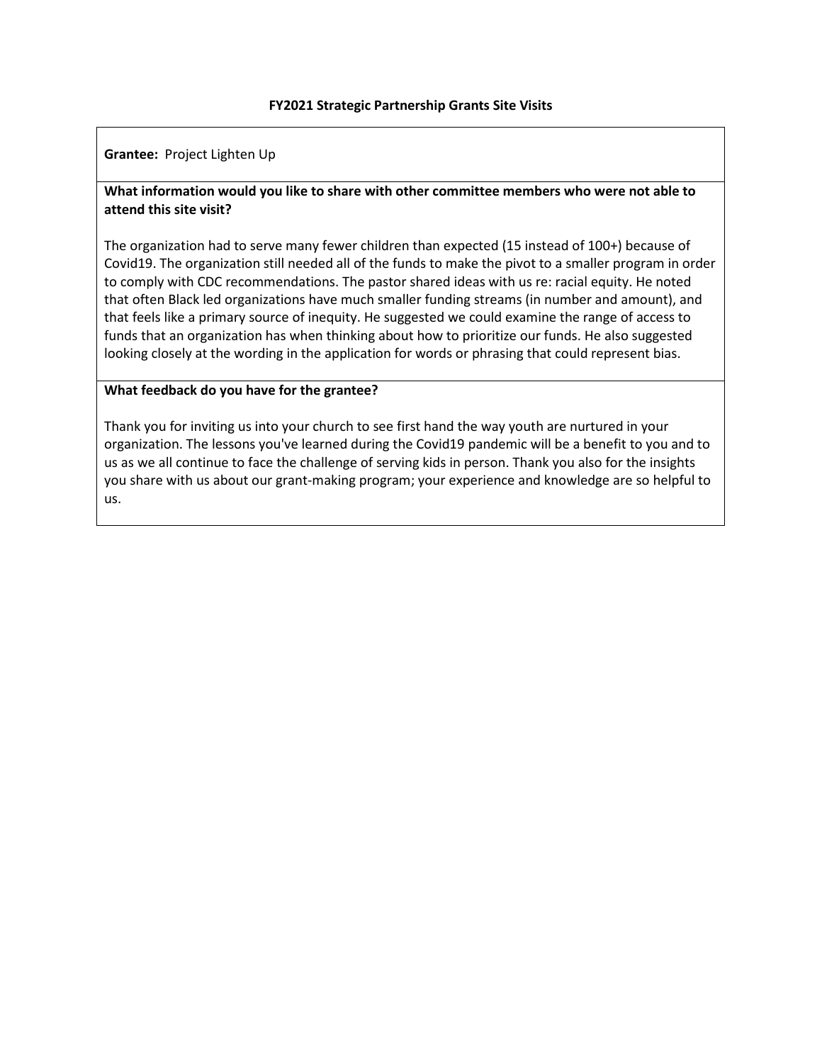**FY2021 Strategic Partnership Grants Site Visits**

**Grantee:** Project Lighten Up

**What information would you like to share with other committee members who were not able to attend this site visit?**

The organization had to serve many fewer children than expected (15 instead of 100+) because of Covid19. The organization still needed all of the funds to make the pivot to a smaller program in order to comply with CDC recommendations. The pastor shared ideas with us re: racial equity. He noted that often Black led organizations have much smaller funding streams (in number and amount), and that feels like a primary source of inequity. He suggested we could examine the range of access to funds that an organization has when thinking about how to prioritize our funds. He also suggested looking closely at the wording in the application for words or phrasing that could represent bias.

**What feedback do you have for the grantee?**

Thank you for inviting us into your church to see first hand the way youth are nurtured in your organization. The lessons you've learned during the Covid19 pandemic will be a benefit to you and to us as we all continue to face the challenge of serving kids in person. Thank you also for the insights you share with us about our grant-making program; your experience and knowledge are so helpful to us.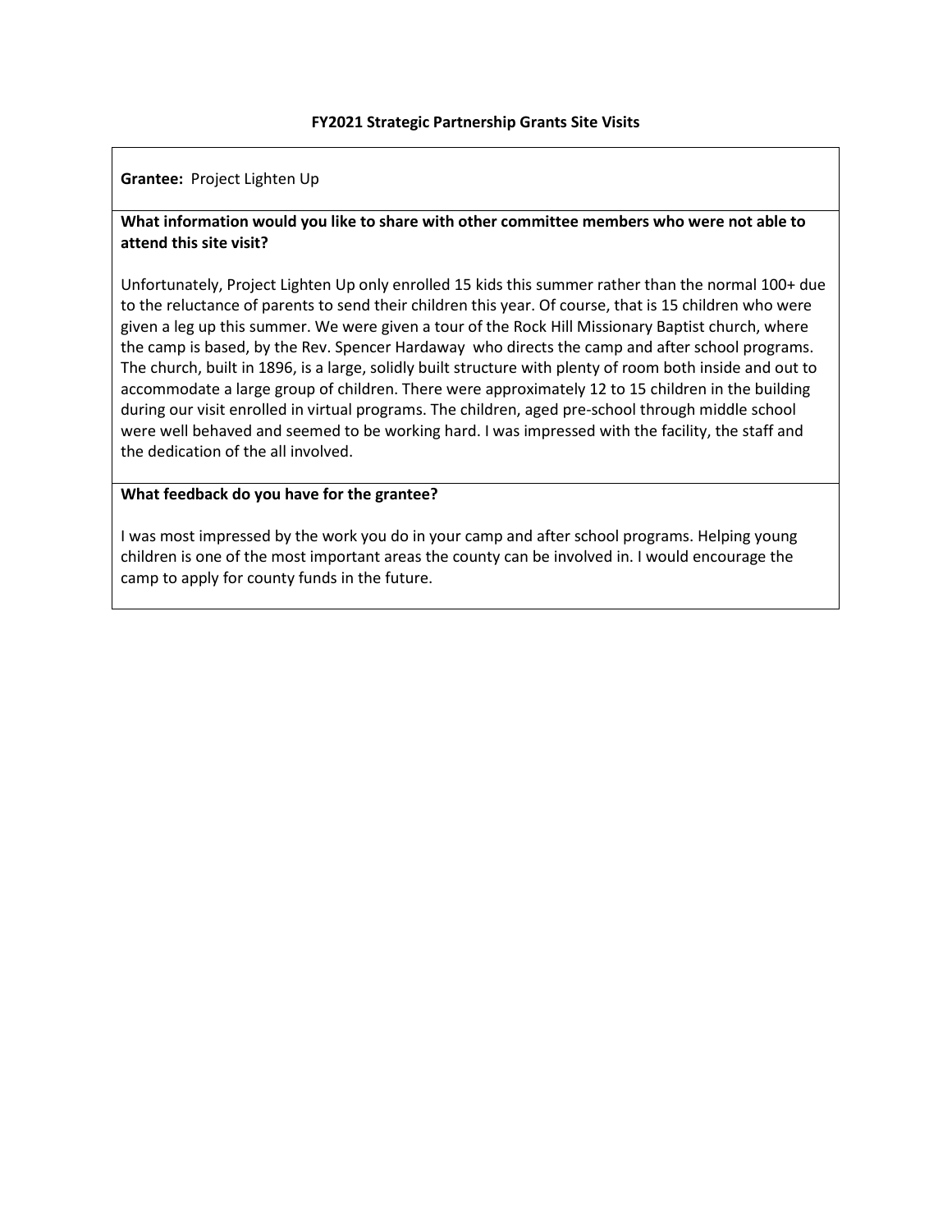**FY2021 Strategic Partnership Grants Site Visits**

**Grantee:** Project Lighten Up

**What information would you like to share with other committee members who were not able to attend this site visit?**

Unfortunately, Project Lighten Up only enrolled 15 kids this summer rather than the normal 100+ due to the reluctance of parents to send their children this year. Of course, that is 15 children who were given a leg up this summer. We were given a tour of the Rock Hill Missionary Baptist church, where the camp is based, by the Rev. Spencer Hardaway who directs the camp and after school programs. The church, built in 1896, is a large, solidly built structure with plenty of room both inside and out to accommodate a large group of children. There were approximately 12 to 15 children in the building during our visit enrolled in virtual programs. The children, aged pre-school through middle school were well behaved and seemed to be working hard. I was impressed with the facility, the staff and the dedication of the all involved.

**What feedback do you have for the grantee?**

I was most impressed by the work you do in your camp and after school programs. Helping young children is one of the most important areas the county can be involved in. I would encourage the camp to apply for county funds in the future.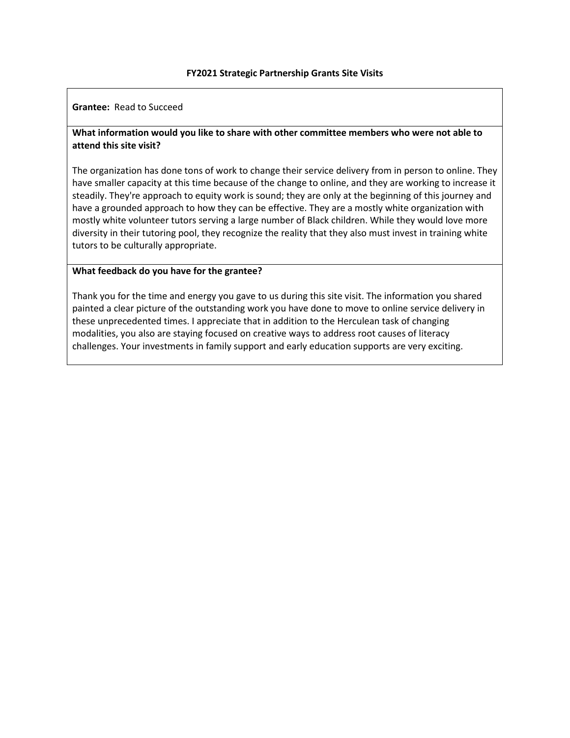**FY2021 Strategic Partnership Grants Site Visits**

**Grantee:** Read to Succeed

**What information would you like to share with other committee members who were not able to attend this site visit?**

The organization has done tons of work to change their service delivery from in person to online. They have smaller capacity at this time because of the change to online, and they are working to increase it steadily. They're approach to equity work is sound; they are only at the beginning of this journey and have a grounded approach to how they can be effective. They are a mostly white organization with mostly white volunteer tutors serving a large number of Black children. While they would love more diversity in their tutoring pool, they recognize the reality that they also must invest in training white tutors to be culturally appropriate.

**What feedback do you have for the grantee?**

Thank you for the time and energy you gave to us during this site visit. The information you shared painted a clear picture of the outstanding work you have done to move to online service delivery in these unprecedented times. I appreciate that in addition to the Herculean task of changing modalities, you also are staying focused on creative ways to address root causes of literacy challenges. Your investments in family support and early education supports are very exciting.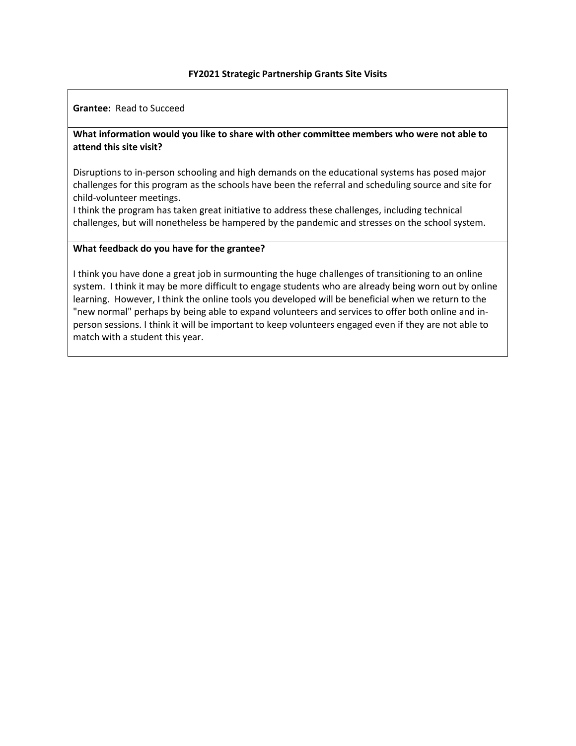**FY2021 Strategic Partnership Grants Site Visits**

**Grantee:** Read to Succeed

**What information would you like to share with other committee members who were not able to attend this site visit?**

Disruptions to in-person schooling and high demands on the educational systems has posed major challenges for this program as the schools have been the referral and scheduling source and site for child-volunteer meetings.
I think the program has taken great initiative to address these challenges, including technical challenges, but will nonetheless be hampered by the pandemic and stresses on the school system.

**What feedback do you have for the grantee?**

I think you have done a great job in surmounting the huge challenges of transitioning to an online system. I think it may be more difficult to engage students who are already being worn out by online learning. However, I think the online tools you developed will be beneficial when we return to the "new normal" perhaps by being able to expand volunteers and services to offer both online and in-person sessions. I think it will be important to keep volunteers engaged even if they are not able to match with a student this year.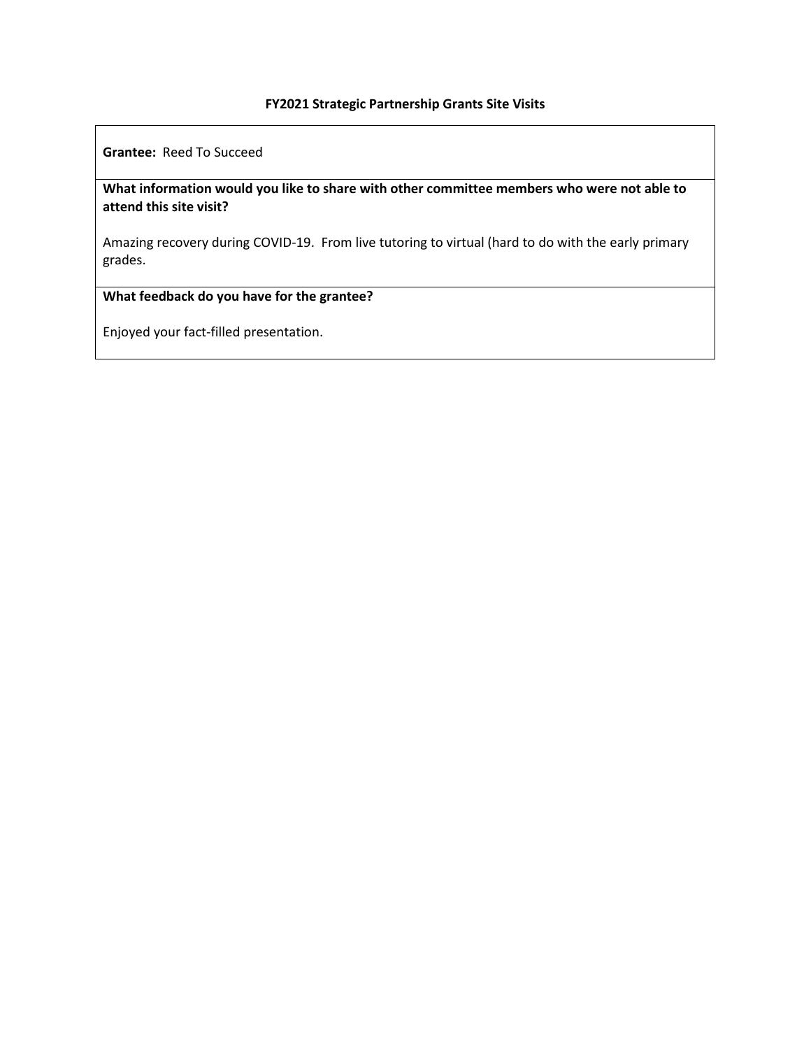**FY2021 Strategic Partnership Grants Site Visits**

**Grantee:** Reed To Succeed

**What information would you like to share with other committee members who were not able to attend this site visit?**

Amazing recovery during COVID-19. From live tutoring to virtual (hard to do with the early primary grades.

**What feedback do you have for the grantee?**

Enjoyed your fact-filled presentation.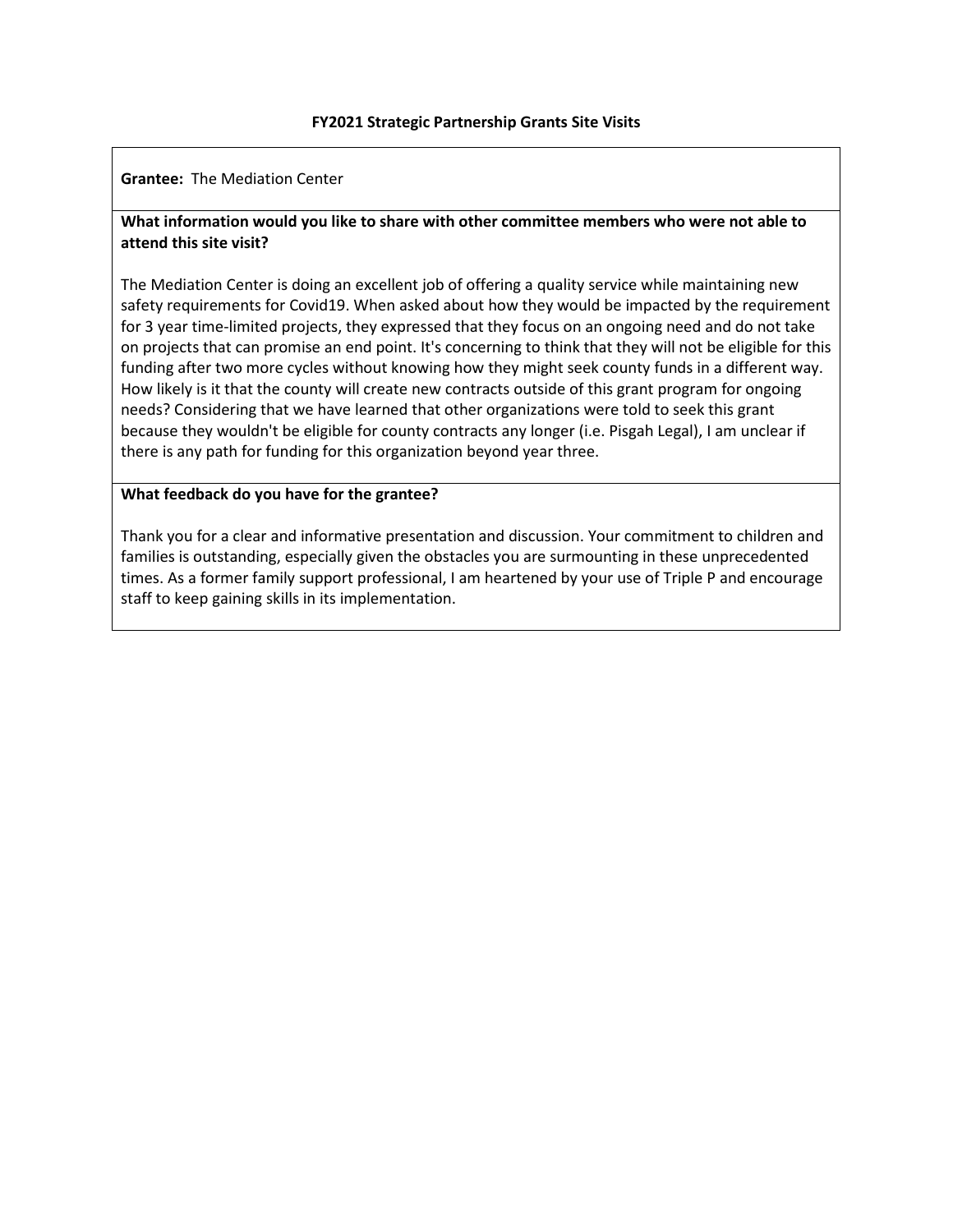### FY2021 Strategic Partnership Grants Site Visits

**Grantee:** The Mediation Center

**What information would you like to share with other committee members who were not able to attend this site visit?**

The Mediation Center is doing an excellent job of offering a quality service while maintaining new safety requirements for Covid19. When asked about how they would be impacted by the requirement for 3 year time-limited projects, they expressed that they focus on an ongoing need and do not take on projects that can promise an end point. It's concerning to think that they will not be eligible for this funding after two more cycles without knowing how they might seek county funds in a different way. How likely is it that the county will create new contracts outside of this grant program for ongoing needs? Considering that we have learned that other organizations were told to seek this grant because they wouldn't be eligible for county contracts any longer (i.e. Pisgah Legal), I am unclear if there is any path for funding for this organization beyond year three.

**What feedback do you have for the grantee?**

Thank you for a clear and informative presentation and discussion. Your commitment to children and families is outstanding, especially given the obstacles you are surmounting in these unprecedented times. As a former family support professional, I am heartened by your use of Triple P and encourage staff to keep gaining skills in its implementation.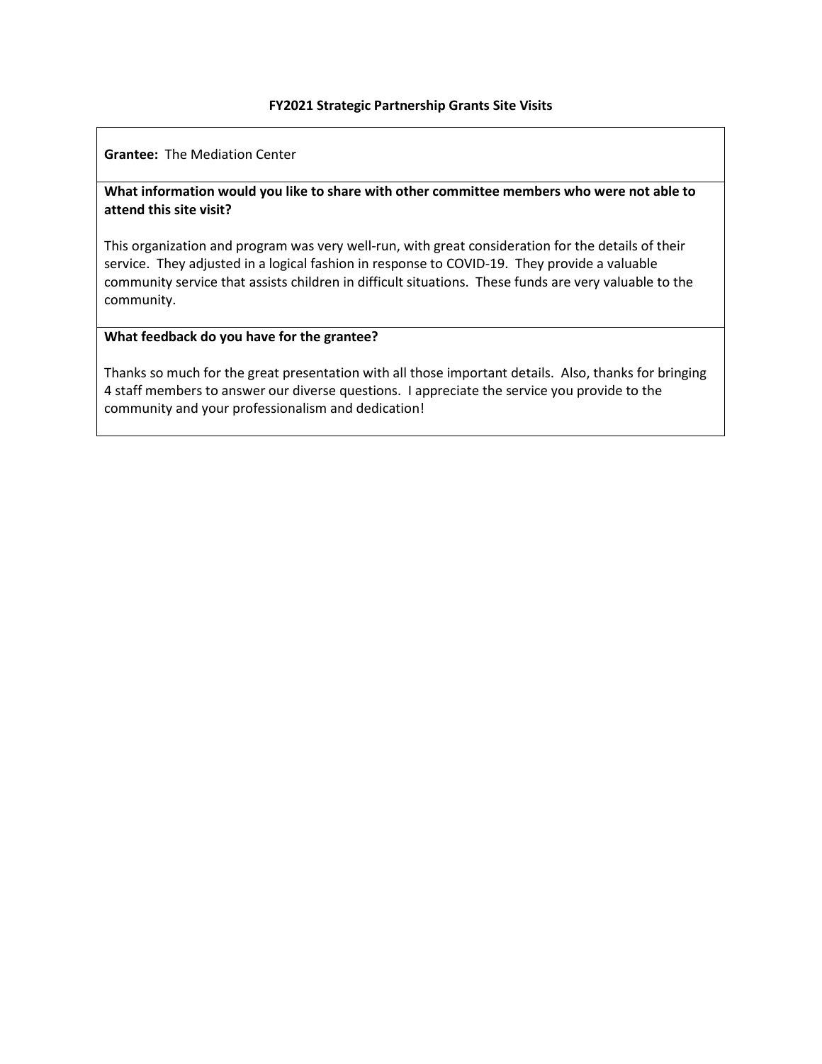# FY2021 Strategic Partnership Grants Site Visits

**Grantee:** The Mediation Center

**What information would you like to share with other committee members who were not able to attend this site visit?**

This organization and program was very well-run, with great consideration for the details of their service. They adjusted in a logical fashion in response to COVID-19. They provide a valuable community service that assists children in difficult situations. These funds are very valuable to the community.

**What feedback do you have for the grantee?**

Thanks so much for the great presentation with all those important details. Also, thanks for bringing 4 staff members to answer our diverse questions. I appreciate the service you provide to the community and your professionalism and dedication!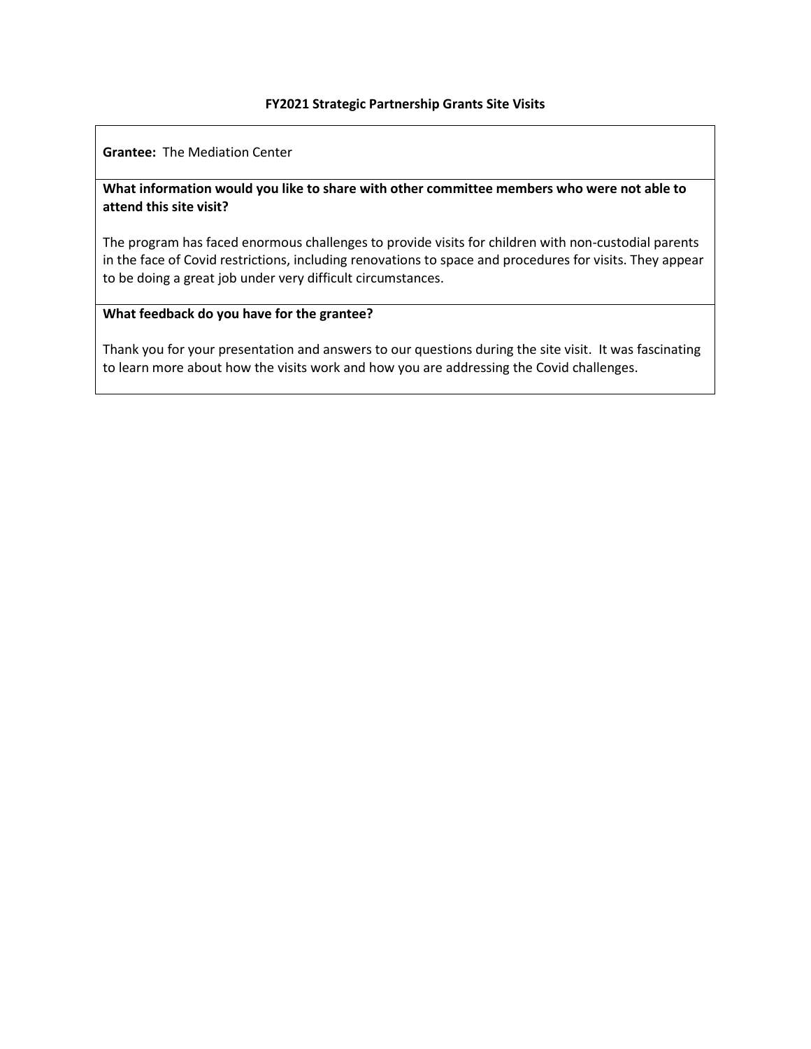**FY2021 Strategic Partnership Grants Site Visits**

**Grantee:** The Mediation Center

**What information would you like to share with other committee members who were not able to attend this site visit?**

The program has faced enormous challenges to provide visits for children with non-custodial parents in the face of Covid restrictions, including renovations to space and procedures for visits. They appear to be doing a great job under very difficult circumstances.

**What feedback do you have for the grantee?**

Thank you for your presentation and answers to our questions during the site visit. It was fascinating to learn more about how the visits work and how you are addressing the Covid challenges.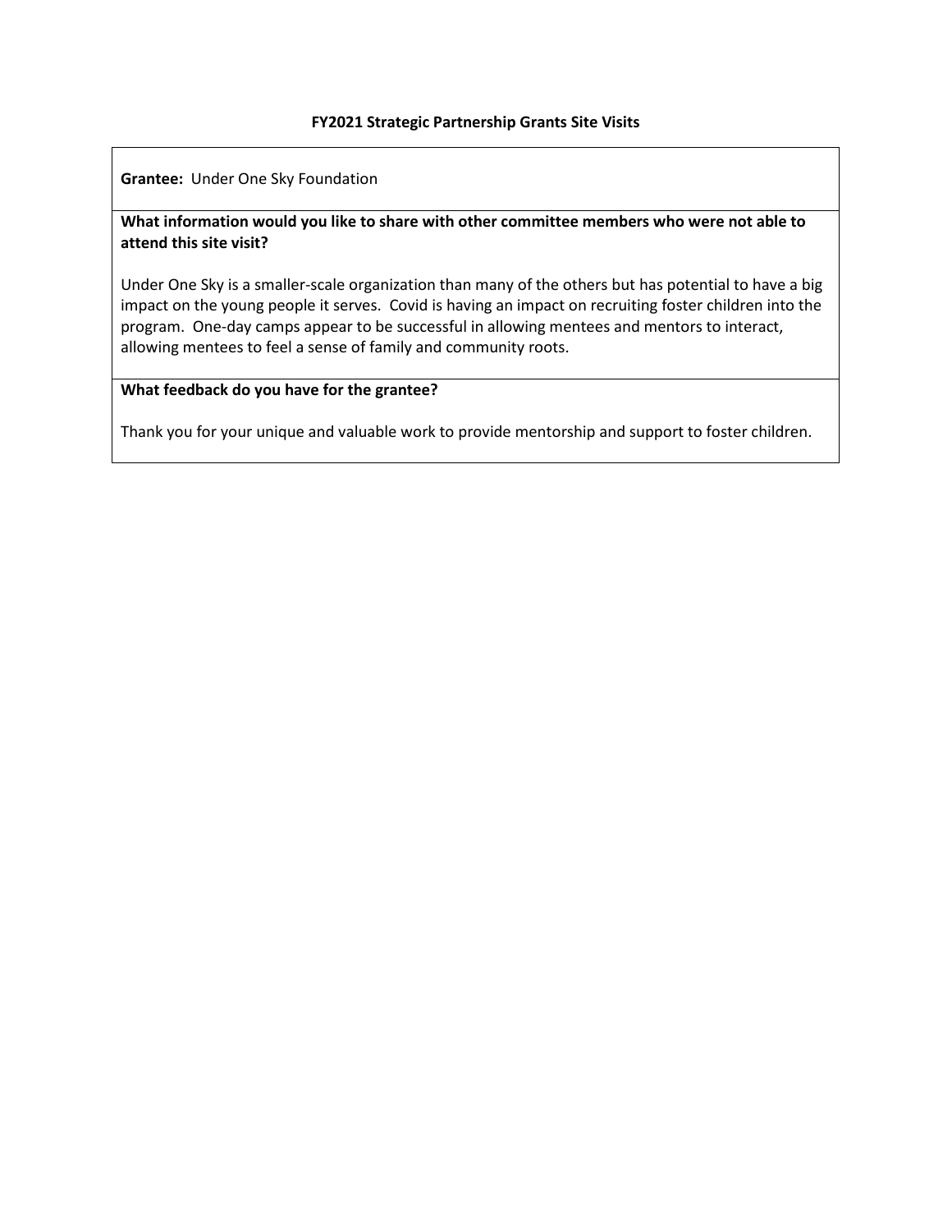**FY2021 Strategic Partnership Grants Site Visits**

**Grantee:** Under One Sky Foundation

**What information would you like to share with other committee members who were not able to attend this site visit?**

Under One Sky is a smaller-scale organization than many of the others but has potential to have a big impact on the young people it serves. Covid is having an impact on recruiting foster children into the program. One-day camps appear to be successful in allowing mentees and mentors to interact, allowing mentees to feel a sense of family and community roots.

**What feedback do you have for the grantee?**

Thank you for your unique and valuable work to provide mentorship and support to foster children.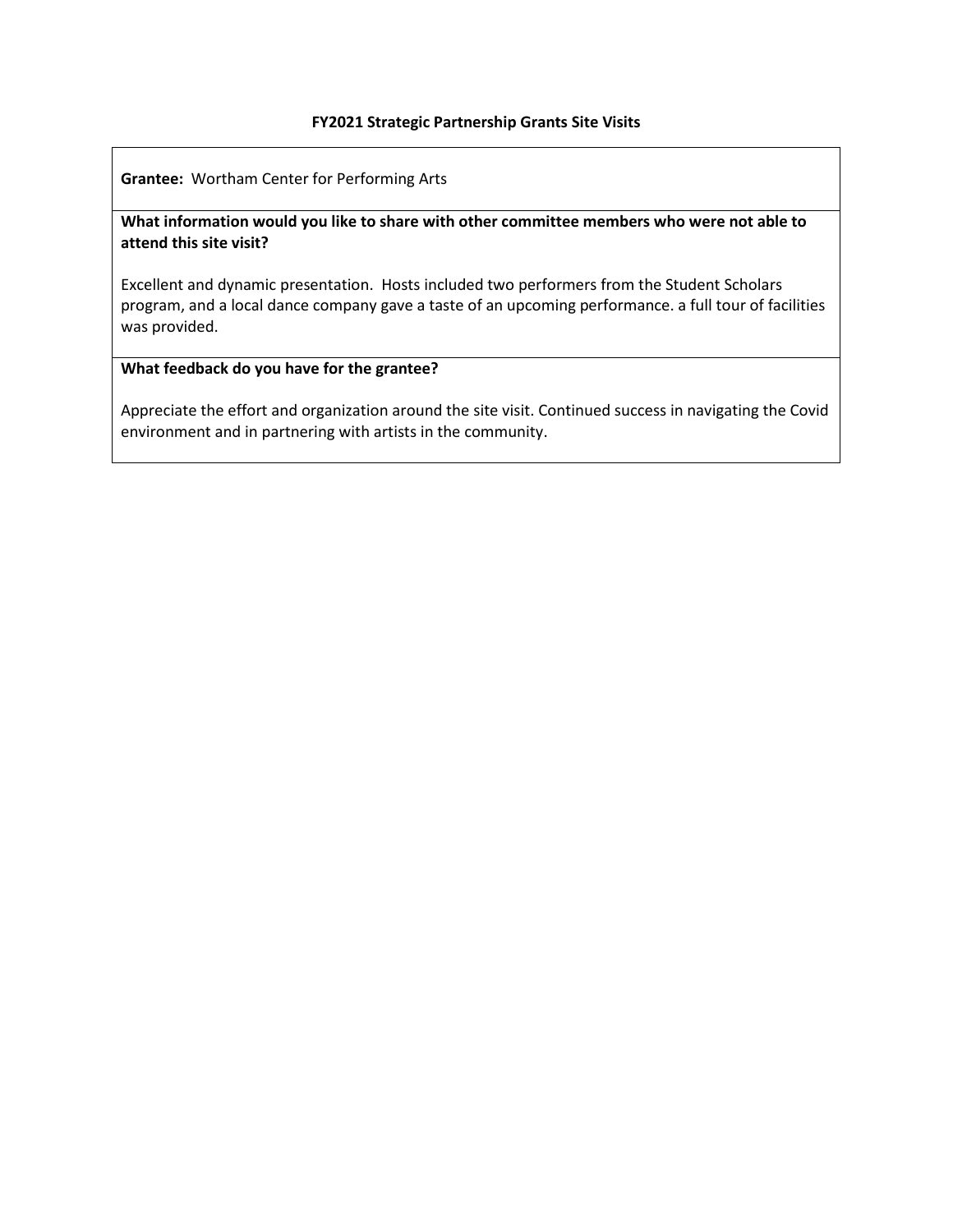**FY2021 Strategic Partnership Grants Site Visits**

**Grantee:** Wortham Center for Performing Arts

**What information would you like to share with other committee members who were not able to attend this site visit?**

Excellent and dynamic presentation. Hosts included two performers from the Student Scholars program, and a local dance company gave a taste of an upcoming performance. a full tour of facilities was provided.

**What feedback do you have for the grantee?**

Appreciate the effort and organization around the site visit. Continued success in navigating the Covid environment and in partnering with artists in the community.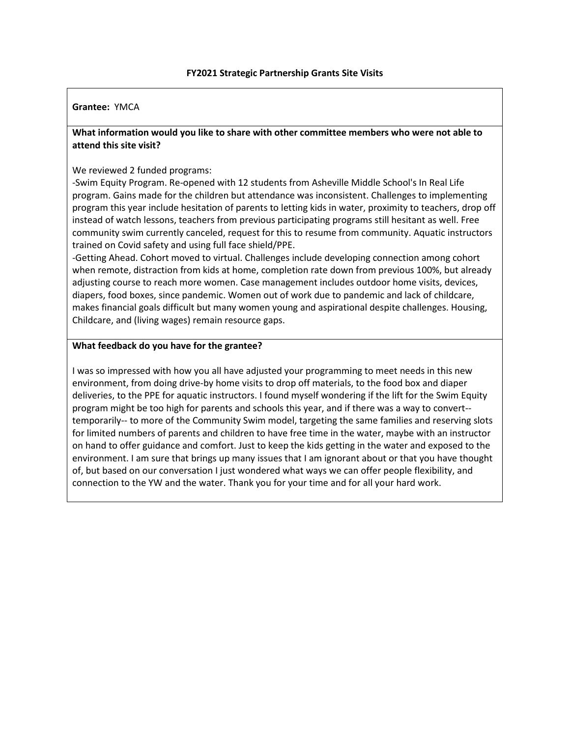**FY2021 Strategic Partnership Grants Site Visits**

**Grantee:** YMCA

**What information would you like to share with other committee members who were not able to attend this site visit?**

We reviewed 2 funded programs:
-Swim Equity Program. Re-opened with 12 students from Asheville Middle School's In Real Life program. Gains made for the children but attendance was inconsistent. Challenges to implementing program this year include hesitation of parents to letting kids in water, proximity to teachers, drop off instead of watch lessons, teachers from previous participating programs still hesitant as well. Free community swim currently canceled, request for this to resume from community. Aquatic instructors trained on Covid safety and using full face shield/PPE.
-Getting Ahead. Cohort moved to virtual. Challenges include developing connection among cohort when remote, distraction from kids at home, completion rate down from previous 100%, but already adjusting course to reach more women. Case management includes outdoor home visits, devices, diapers, food boxes, since pandemic. Women out of work due to pandemic and lack of childcare, makes financial goals difficult but many women young and aspirational despite challenges. Housing, Childcare, and (living wages) remain resource gaps.

**What feedback do you have for the grantee?**

I was so impressed with how you all have adjusted your programming to meet needs in this new environment, from doing drive-by home visits to drop off materials, to the food box and diaper deliveries, to the PPE for aquatic instructors. I found myself wondering if the lift for the Swim Equity program might be too high for parents and schools this year, and if there was a way to convert-- temporarily-- to more of the Community Swim model, targeting the same families and reserving slots for limited numbers of parents and children to have free time in the water, maybe with an instructor on hand to offer guidance and comfort. Just to keep the kids getting in the water and exposed to the environment. I am sure that brings up many issues that I am ignorant about or that you have thought of, but based on our conversation I just wondered what ways we can offer people flexibility, and connection to the YW and the water. Thank you for your time and for all your hard work.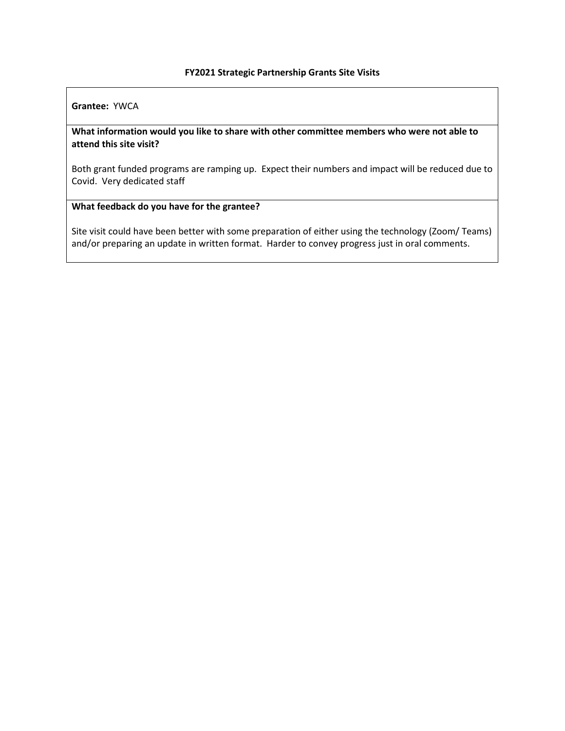**FY2021 Strategic Partnership Grants Site Visits**

**Grantee:** YWCA

**What information would you like to share with other committee members who were not able to attend this site visit?**

Both grant funded programs are ramping up. Expect their numbers and impact will be reduced due to Covid. Very dedicated staff

**What feedback do you have for the grantee?**

Site visit could have been better with some preparation of either using the technology (Zoom/ Teams) and/or preparing an update in written format. Harder to convey progress just in oral comments.